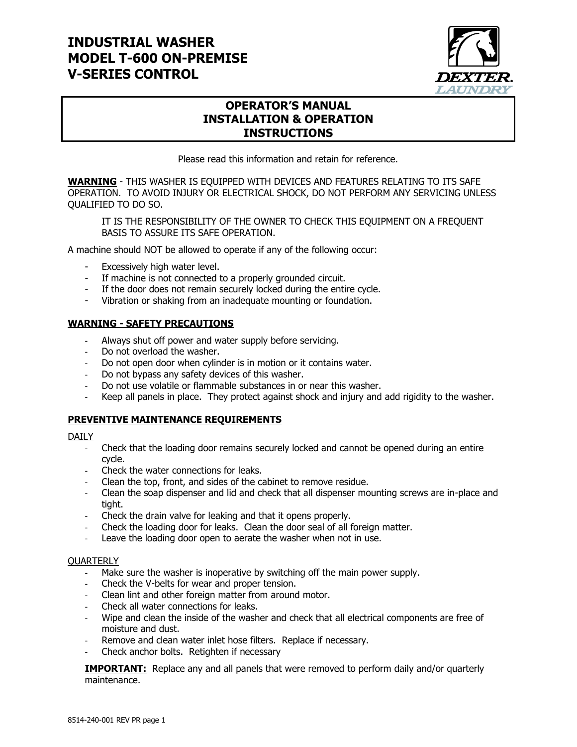# INDUSTRIAL WASHER
# MODEL T-600 ON-PREMISE
# V-SERIES CONTROL

DEXTER LAUNDRY

## OPERATOR'S MANUAL
## INSTALLATION & OPERATION
## INSTRUCTIONS

Please read this information and retain for reference.

**WARNING** - THIS WASHER IS EQUIPPED WITH DEVICES AND FEATURES RELATING TO ITS SAFE OPERATION. TO AVOID INJURY OR ELECTRICAL SHOCK, DO NOT PERFORM ANY SERVICING UNLESS QUALIFIED TO DO SO.

IT IS THE RESPONSIBILITY OF THE OWNER TO CHECK THIS EQUIPMENT ON A FREQUENT BASIS TO ASSURE ITS SAFE OPERATION.

A machine should NOT be allowed to operate if any of the following occur:

- Excessively high water level.
- If machine is not connected to a properly grounded circuit.
- If the door does not remain securely locked during the entire cycle.
- Vibration or shaking from an inadequate mounting or foundation.

### WARNING - SAFETY PRECAUTIONS

- Always shut off power and water supply before servicing.
- Do not overload the washer.
- Do not open door when cylinder is in motion or it contains water.
- Do not bypass any safety devices of this washer.
- Do not use volatile or flammable substances in or near this washer.
- Keep all panels in place. They protect against shock and injury and add rigidity to the washer.

### PREVENTIVE MAINTENANCE REQUIREMENTS

DAILY

- Check that the loading door remains securely locked and cannot be opened during an entire cycle.
- Check the water connections for leaks.
- Clean the top, front, and sides of the cabinet to remove residue.
- Clean the soap dispenser and lid and check that all dispenser mounting screws are in-place and tight.
- Check the drain valve for leaking and that it opens properly.
- Check the loading door for leaks. Clean the door seal of all foreign matter.
- Leave the loading door open to aerate the washer when not in use.

QUARTERLY

- Make sure the washer is inoperative by switching off the main power supply.
- Check the V-belts for wear and proper tension.
- Clean lint and other foreign matter from around motor.
- Check all water connections for leaks.
- Wipe and clean the inside of the washer and check that all electrical components are free of moisture and dust.
- Remove and clean water inlet hose filters. Replace if necessary.
- Check anchor bolts. Retighten if necessary

**IMPORTANT:** Replace any and all panels that were removed to perform daily and/or quarterly maintenance.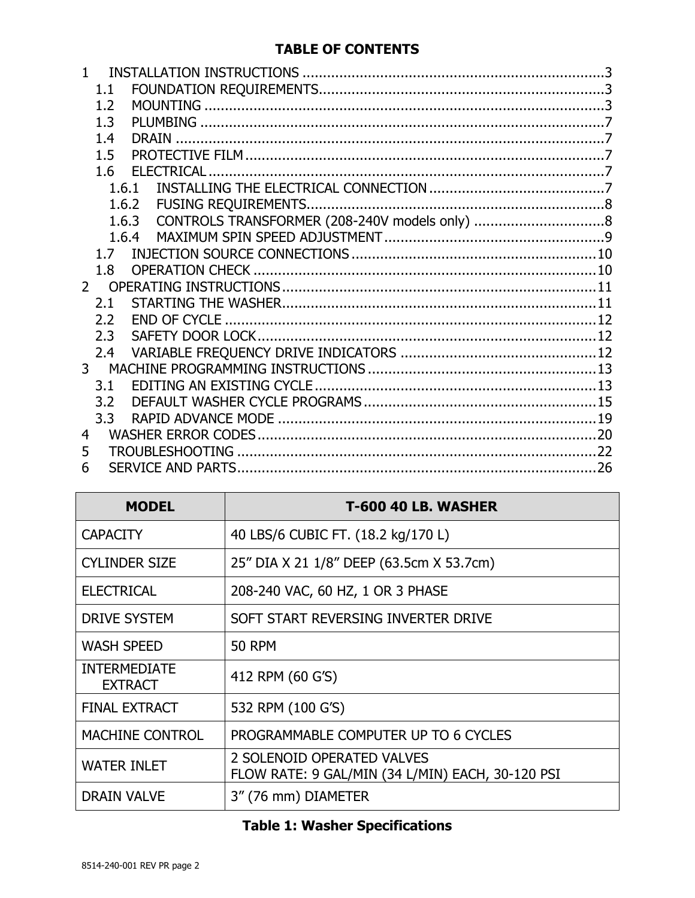# TABLE OF CONTENTS

1 INSTALLATION INSTRUCTIONS ........................................................................3
  1.1 FOUNDATION REQUIREMENTS....................................................................3
  1.2 MOUNTING ..............................................................................................3
  1.3 PLUMBING ...............................................................................................7
  1.4 DRAIN .....................................................................................................7
  1.5 PROTECTIVE FILM.....................................................................................7
  1.6 ELECTRICAL..............................................................................................7
    1.6.1 INSTALLING THE ELECTRICAL CONNECTION ..........................................7
    1.6.2 FUSING REQUIREMENTS.......................................................................8
    1.6.3 CONTROLS TRANSFORMER (208-240V models only) ...............................8
    1.6.4 MAXIMUM SPIN SPEED ADJUSTMENT .....................................................9
  1.7 INJECTION SOURCE CONNECTIONS ..........................................................10
  1.8 OPERATION CHECK ..................................................................................10
2 OPERATING INSTRUCTIONS ...........................................................................11
  2.1 STARTING THE WASHER...........................................................................11
  2.2 END OF CYCLE ........................................................................................12
  2.3 SAFETY DOOR LOCK.................................................................................12
  2.4 VARIABLE FREQUENCY DRIVE INDICATORS ...............................................12
3 MACHINE PROGRAMMING INSTRUCTIONS .......................................................13
  3.1 EDITING AN EXISTING CYCLE ...................................................................13
  3.2 DEFAULT WASHER CYCLE PROGRAMS ........................................................15
  3.3 RAPID ADVANCE MODE ............................................................................19
4 WASHER ERROR CODES ..................................................................................20
5 TROUBLESHOOTING .......................................................................................22
6 SERVICE AND PARTS.......................................................................................26

| MODEL | T-600 40 LB. WASHER |
|---|---|
| CAPACITY | 40 LBS/6 CUBIC FT. (18.2 kg/170 L) |
| CYLINDER SIZE | 25" DIA X 21 1/8" DEEP (63.5cm X 53.7cm) |
| ELECTRICAL | 208-240 VAC, 60 HZ, 1 OR 3 PHASE |
| DRIVE SYSTEM | SOFT START REVERSING INVERTER DRIVE |
| WASH SPEED | 50 RPM |
| INTERMEDIATE EXTRACT | 412 RPM (60 G'S) |
| FINAL EXTRACT | 532 RPM (100 G'S) |
| MACHINE CONTROL | PROGRAMMABLE COMPUTER UP TO 6 CYCLES |
| WATER INLET | 2 SOLENOID OPERATED VALVES<br>FLOW RATE: 9 GAL/MIN (34 L/MIN) EACH, 30-120 PSI |
| DRAIN VALVE | 3" (76 mm) DIAMETER |

**Table 1: Washer Specifications**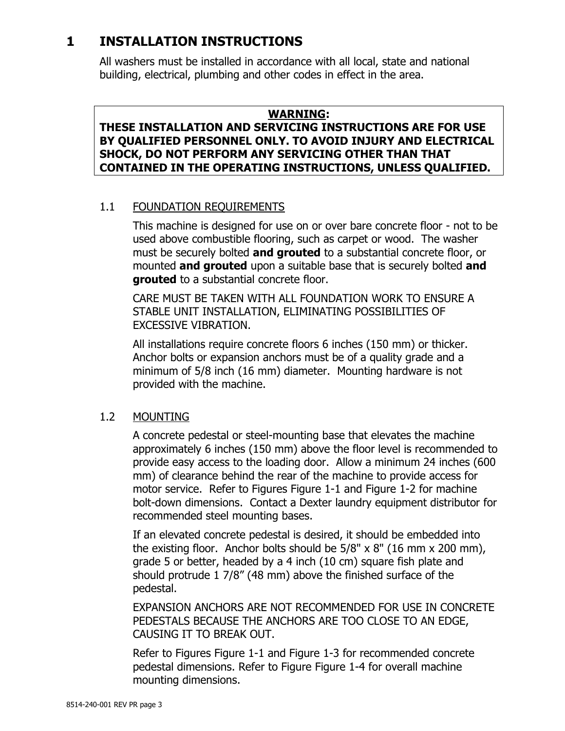# 1 INSTALLATION INSTRUCTIONS

All washers must be installed in accordance with all local, state and national building, electrical, plumbing and other codes in effect in the area.

> **WARNING:**
> **THESE INSTALLATION AND SERVICING INSTRUCTIONS ARE FOR USE BY QUALIFIED PERSONNEL ONLY. TO AVOID INJURY AND ELECTRICAL SHOCK, DO NOT PERFORM ANY SERVICING OTHER THAN THAT CONTAINED IN THE OPERATING INSTRUCTIONS, UNLESS QUALIFIED.**

## 1.1 FOUNDATION REQUIREMENTS

This machine is designed for use on or over bare concrete floor - not to be used above combustible flooring, such as carpet or wood. The washer must be securely bolted **and grouted** to a substantial concrete floor, or mounted **and grouted** upon a suitable base that is securely bolted **and grouted** to a substantial concrete floor.

CARE MUST BE TAKEN WITH ALL FOUNDATION WORK TO ENSURE A STABLE UNIT INSTALLATION, ELIMINATING POSSIBILITIES OF EXCESSIVE VIBRATION.

All installations require concrete floors 6 inches (150 mm) or thicker. Anchor bolts or expansion anchors must be of a quality grade and a minimum of 5/8 inch (16 mm) diameter. Mounting hardware is not provided with the machine.

## 1.2 MOUNTING

A concrete pedestal or steel-mounting base that elevates the machine approximately 6 inches (150 mm) above the floor level is recommended to provide easy access to the loading door. Allow a minimum 24 inches (600 mm) of clearance behind the rear of the machine to provide access for motor service. Refer to Figures Figure 1-1 and Figure 1-2 for machine bolt-down dimensions. Contact a Dexter laundry equipment distributor for recommended steel mounting bases.

If an elevated concrete pedestal is desired, it should be embedded into the existing floor. Anchor bolts should be 5/8" x 8" (16 mm x 200 mm), grade 5 or better, headed by a 4 inch (10 cm) square fish plate and should protrude 1 7/8” (48 mm) above the finished surface of the pedestal.

EXPANSION ANCHORS ARE NOT RECOMMENDED FOR USE IN CONCRETE PEDESTALS BECAUSE THE ANCHORS ARE TOO CLOSE TO AN EDGE, CAUSING IT TO BREAK OUT.

Refer to Figures Figure 1-1 and Figure 1-3 for recommended concrete pedestal dimensions. Refer to Figure Figure 1-4 for overall machine mounting dimensions.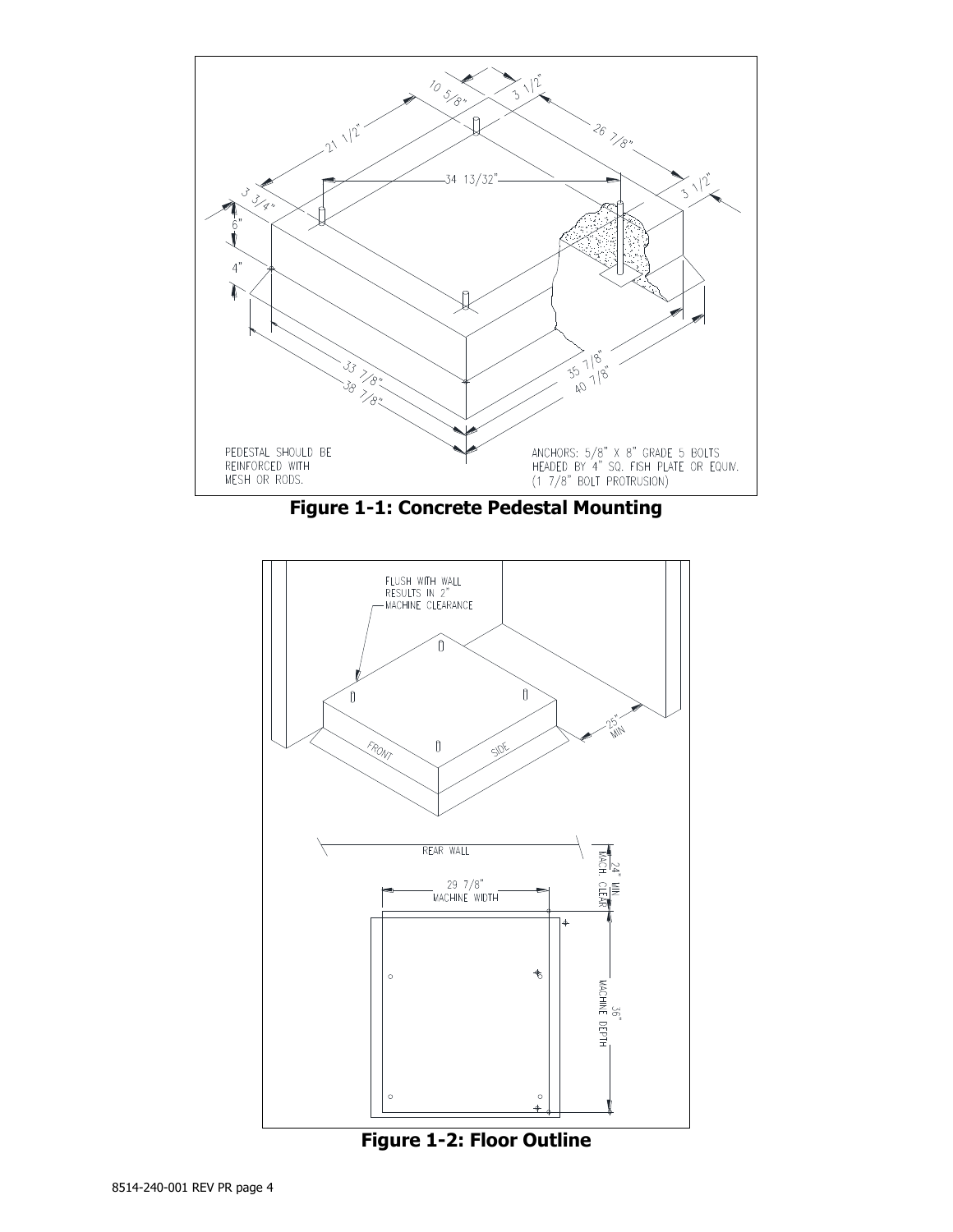PEDESTAL SHOULD BE REINFORCED WITH MESH OR RODS.

ANCHORS: 5/8" X 8" GRADE 5 BOLTS HEADED BY 4" SQ. FISH PLATE OR EQUIV. (1 7/8" BOLT PROTRUSION)

**Figure 1-1: Concrete Pedestal Mounting**

FLUSH WITH WALL RESULTS IN 2" MACHINE CLEARANCE

**Figure 1-2: Floor Outline**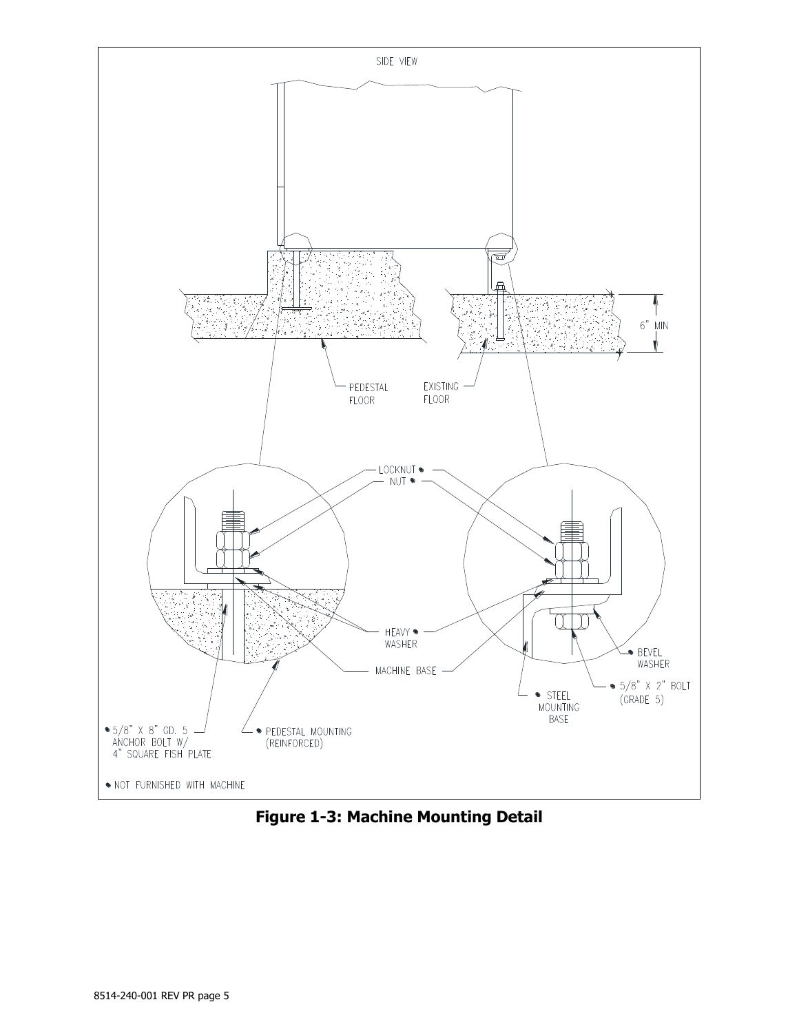SIDE VIEW

6" MIN

PEDESTAL FLOOR

EXISTING FLOOR

LOCKNUT •

NUT •

HEAVY • WASHER

MACHINE BASE

BEVEL • WASHER

• 5/8" X 2" BOLT (GRADE 5)

• STEEL MOUNTING BASE

• 5/8" X 8" GD. 5 ANCHOR BOLT W/ 4" SQUARE FISH PLATE

• PEDESTAL MOUNTING (REINFORCED)

• NOT FURNISHED WITH MACHINE

**Figure 1-3: Machine Mounting Detail**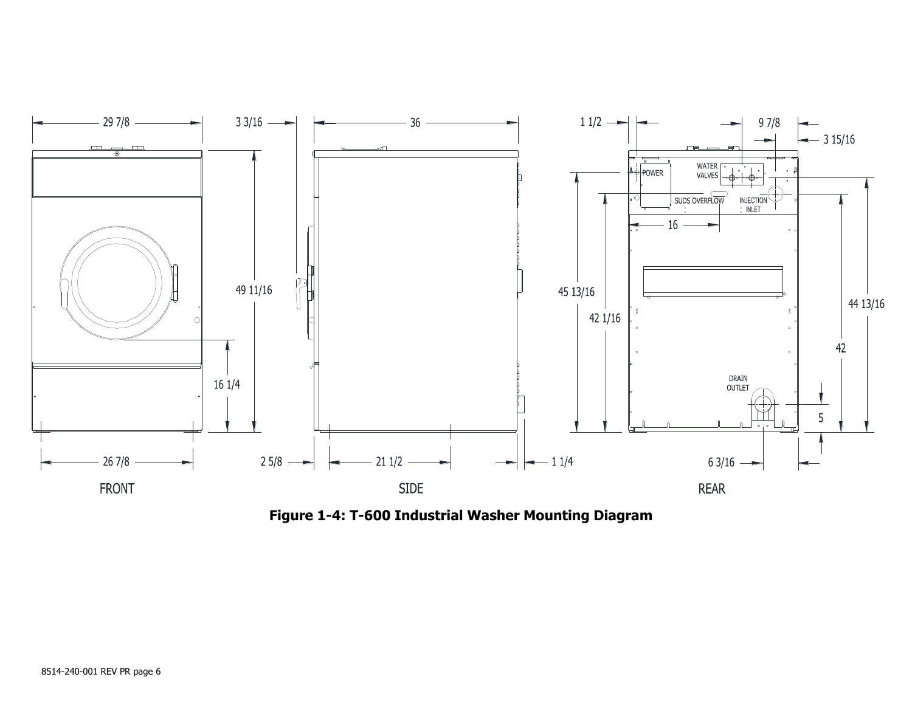FRONT

29 7/8

49 11/16

16 1/4

26 7/8

SIDE

3 3/16

36

2 5/8

21 1/2

1 1/4

REAR

1 1/2

9 7/8

3 15/16

POWER

WATER VALVES

SUDS OVERFLOW

INJECTION INLET

16

45 13/16

42 1/16

44 13/16

42

DRAIN OUTLET

5

6 3/16

**Figure 1-4: T-600 Industrial Washer Mounting Diagram**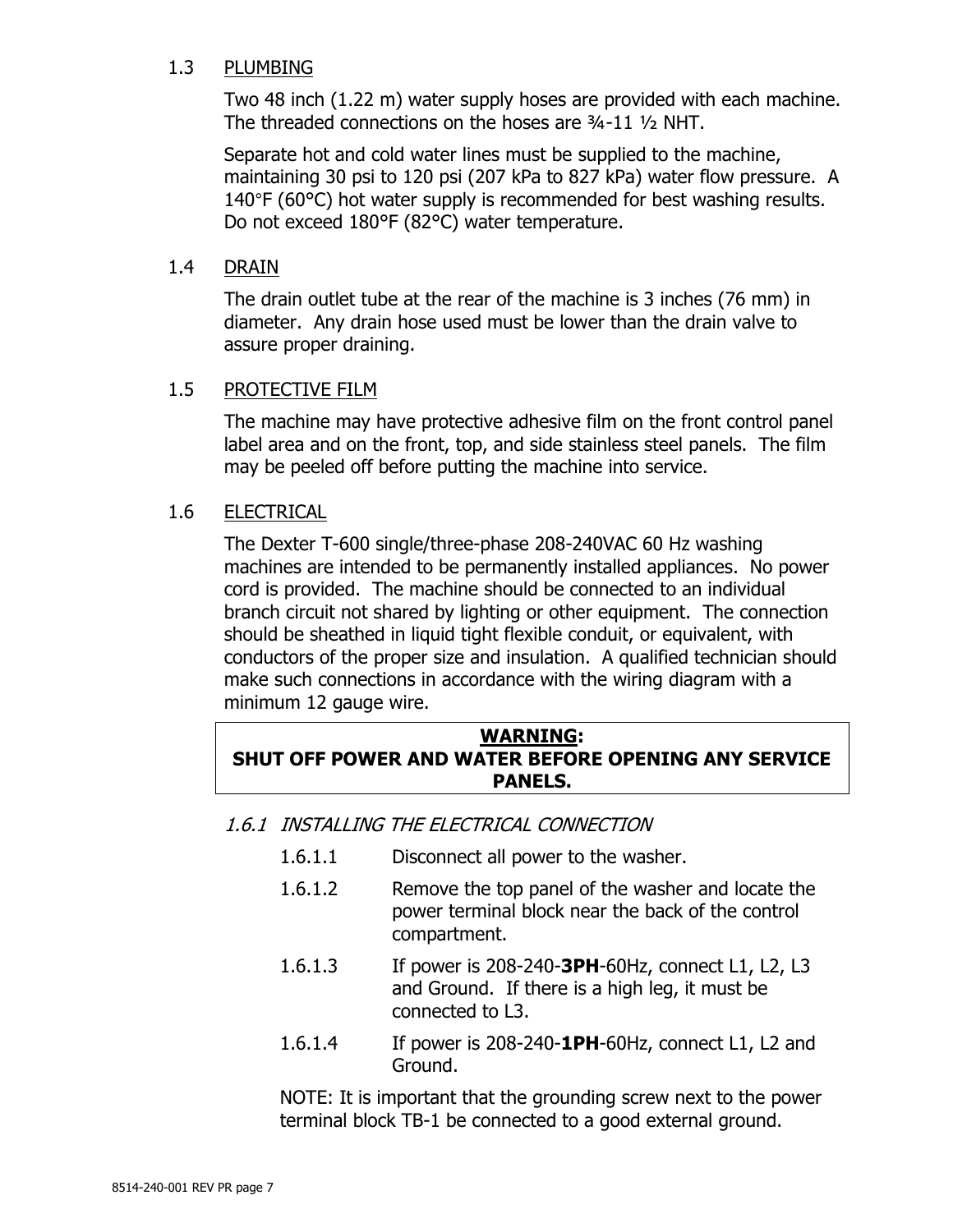## 1.3 PLUMBING

Two 48 inch (1.22 m) water supply hoses are provided with each machine. The threaded connections on the hoses are ¾-11 ½ NHT.

Separate hot and cold water lines must be supplied to the machine, maintaining 30 psi to 120 psi (207 kPa to 827 kPa) water flow pressure. A 140°F (60°C) hot water supply is recommended for best washing results. Do not exceed 180°F (82°C) water temperature.

## 1.4 DRAIN

The drain outlet tube at the rear of the machine is 3 inches (76 mm) in diameter. Any drain hose used must be lower than the drain valve to assure proper draining.

## 1.5 PROTECTIVE FILM

The machine may have protective adhesive film on the front control panel label area and on the front, top, and side stainless steel panels. The film may be peeled off before putting the machine into service.

## 1.6 ELECTRICAL

The Dexter T-600 single/three-phase 208-240VAC 60 Hz washing machines are intended to be permanently installed appliances. No power cord is provided. The machine should be connected to an individual branch circuit not shared by lighting or other equipment. The connection should be sheathed in liquid tight flexible conduit, or equivalent, with conductors of the proper size and insulation. A qualified technician should make such connections in accordance with the wiring diagram with a minimum 12 gauge wire.

> **WARNING:**
> **SHUT OFF POWER AND WATER BEFORE OPENING ANY SERVICE PANELS.**

### *1.6.1 INSTALLING THE ELECTRICAL CONNECTION*

1.6.1.1 Disconnect all power to the washer.

1.6.1.2 Remove the top panel of the washer and locate the power terminal block near the back of the control compartment.

1.6.1.3 If power is 208-240-**3PH**-60Hz, connect L1, L2, L3 and Ground. If there is a high leg, it must be connected to L3.

1.6.1.4 If power is 208-240-**1PH**-60Hz, connect L1, L2 and Ground.

NOTE: It is important that the grounding screw next to the power terminal block TB-1 be connected to a good external ground.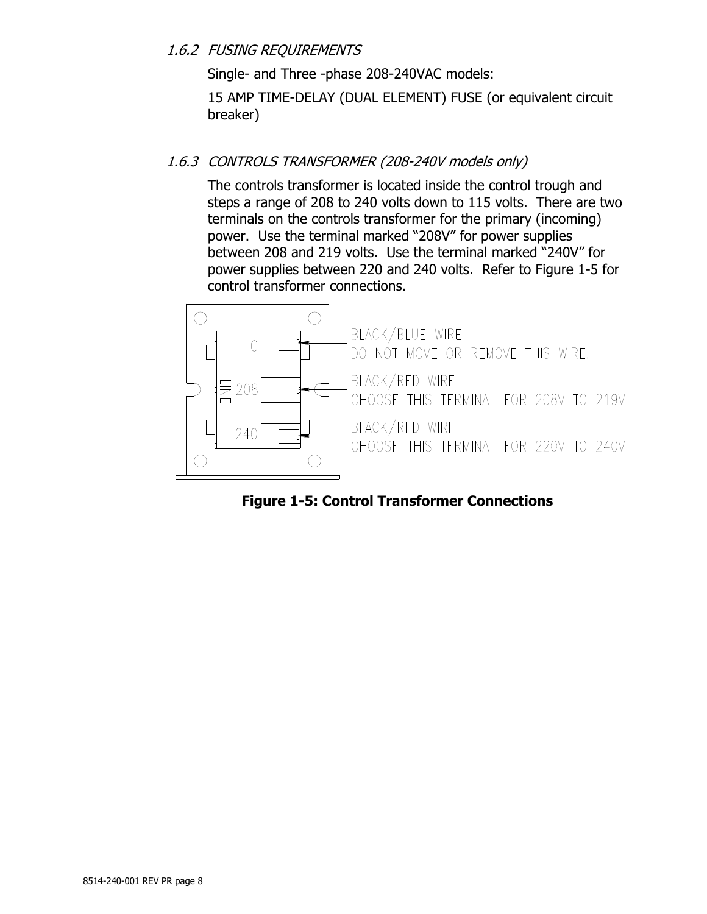### *1.6.2 FUSING REQUIREMENTS*

Single- and Three -phase 208-240VAC models:

15 AMP TIME-DELAY (DUAL ELEMENT) FUSE (or equivalent circuit breaker)

### *1.6.3 CONTROLS TRANSFORMER (208-240V models only)*

The controls transformer is located inside the control trough and steps a range of 208 to 240 volts down to 115 volts. There are two terminals on the controls transformer for the primary (incoming) power. Use the terminal marked “208V” for power supplies between 208 and 219 volts. Use the terminal marked “240V” for power supplies between 220 and 240 volts. Refer to Figure 1-5 for control transformer connections.

C — BLACK/BLUE WIRE
DO NOT MOVE OR REMOVE THIS WIRE.

208 — BLACK/RED WIRE
CHOOSE THIS TERMINAL FOR 208V TO 219V

240 — BLACK/RED WIRE
CHOOSE THIS TERMINAL FOR 220V TO 240V

LINE

**Figure 1-5: Control Transformer Connections**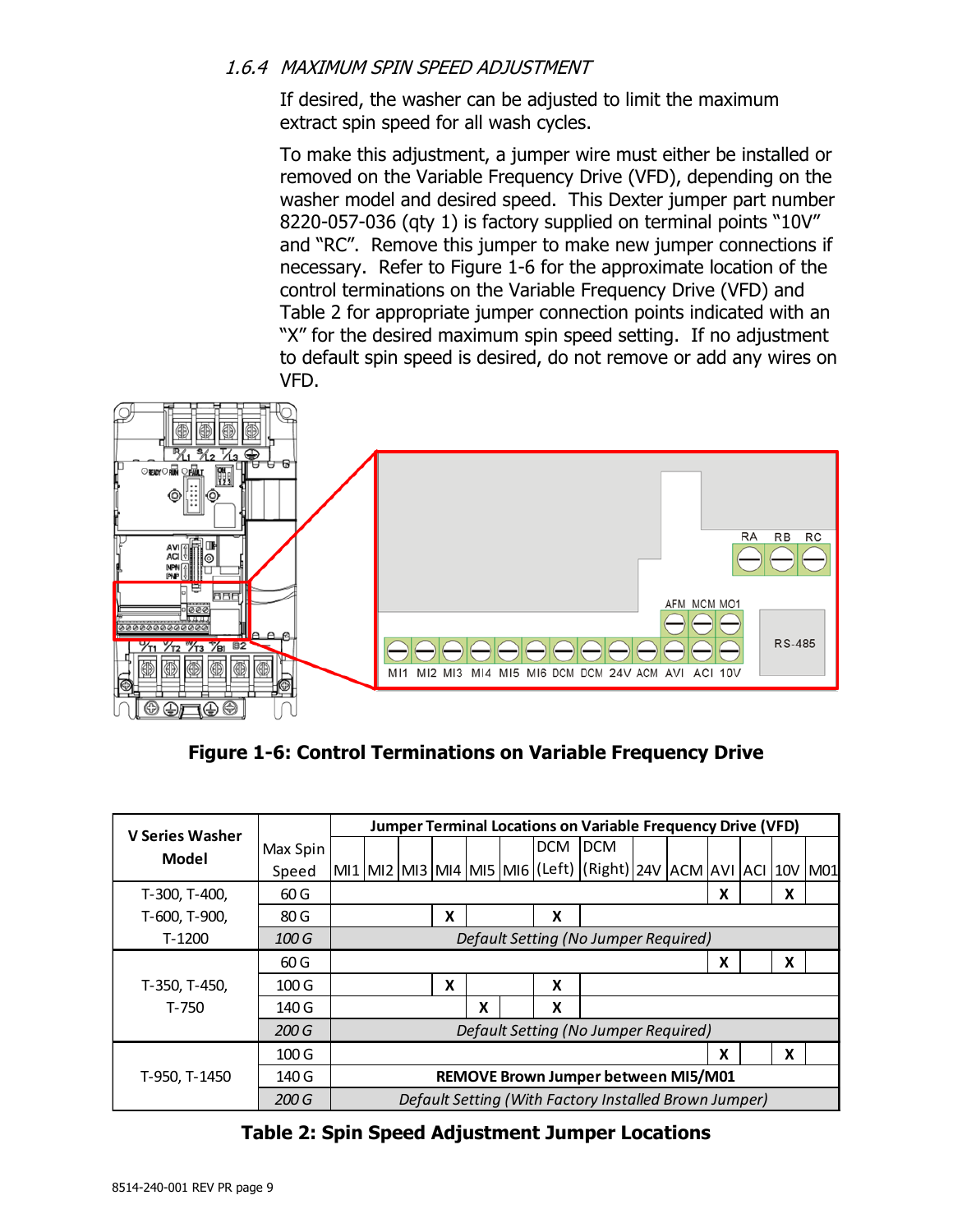### 1.6.4 *MAXIMUM SPIN SPEED ADJUSTMENT*

If desired, the washer can be adjusted to limit the maximum extract spin speed for all wash cycles.

To make this adjustment, a jumper wire must either be installed or removed on the Variable Frequency Drive (VFD), depending on the washer model and desired speed. This Dexter jumper part number 8220-057-036 (qty 1) is factory supplied on terminal points "10V" and "RC". Remove this jumper to make new jumper connections if necessary. Refer to Figure 1-6 for the approximate location of the control terminations on the Variable Frequency Drive (VFD) and Table 2 for appropriate jumper connection points indicated with an "X" for the desired maximum spin speed setting. If no adjustment to default spin speed is desired, do not remove or add any wires on VFD.

**Figure 1-6: Control Terminations on Variable Frequency Drive**

| V Series Washer Model | Max Spin Speed | Jumper Terminal Locations on Variable Frequency Drive (VFD) | | | | | | | | | | | | | |
|---|---|---|---|---|---|---|---|---|---|---|---|---|---|---|---|
| | | MI1 | MI2 | MI3 | MI4 | MI5 | MI6 | DCM (Left) | DCM (Right) | 24V | ACM | AVI | ACI | 10V | M01 |
| T-300, T-400, T-600, T-900, T-1200 | 60 G | | | | | | | | | | | X | | X | |
| | 80 G | | | | X | | | X | | | | | | | |
| | *100 G* | *Default Setting (No Jumper Required)* | | | | | | | | | | | | | |
| T-350, T-450, T-750 | 60 G | | | | | | | | | | | X | | X | |
| | 100 G | | | | X | | | X | | | | | | | |
| | 140 G | | | | | X | | X | | | | | | | |
| | *200 G* | *Default Setting (No Jumper Required)* | | | | | | | | | | | | | |
| T-950, T-1450 | 100 G | | | | | | | | | | | X | | X | |
| | 140 G | **REMOVE Brown Jumper between MI5/M01** | | | | | | | | | | | | | |
| | *200 G* | *Default Setting (With Factory Installed Brown Jumper)* | | | | | | | | | | | | | |

**Table 2: Spin Speed Adjustment Jumper Locations**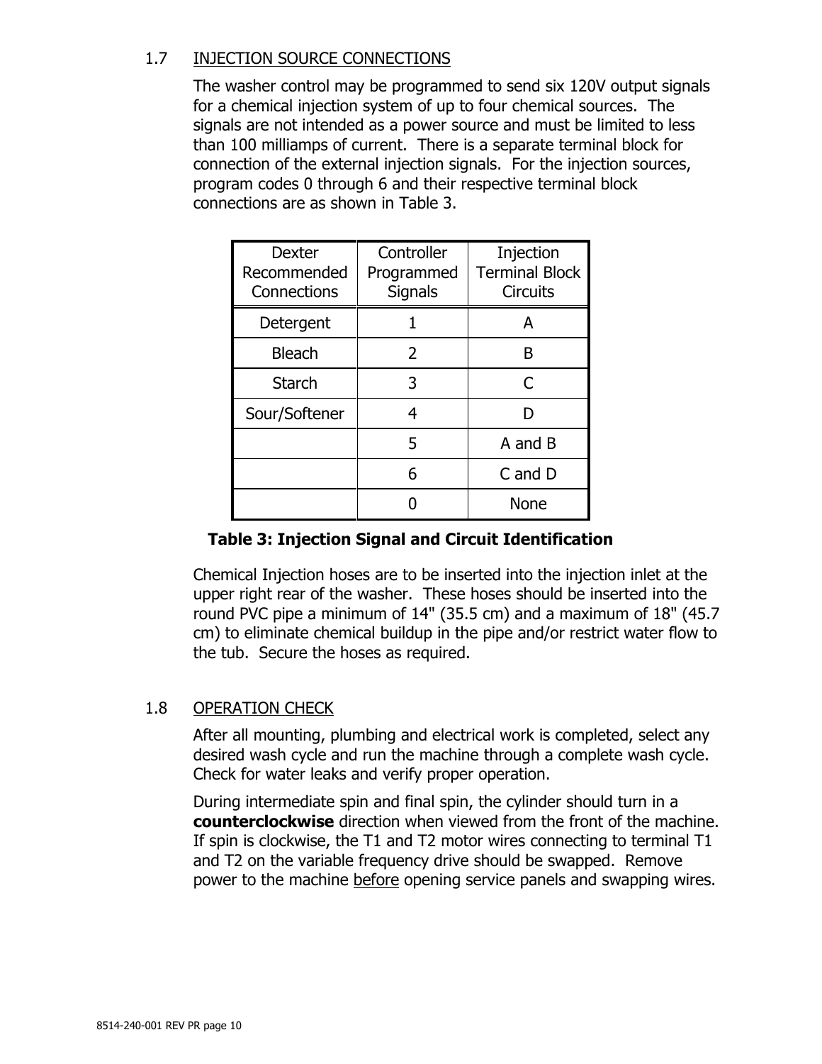## 1.7 INJECTION SOURCE CONNECTIONS

The washer control may be programmed to send six 120V output signals for a chemical injection system of up to four chemical sources. The signals are not intended as a power source and must be limited to less than 100 milliamps of current. There is a separate terminal block for connection of the external injection signals. For the injection sources, program codes 0 through 6 and their respective terminal block connections are as shown in Table 3.

| Dexter Recommended Connections | Controller Programmed Signals | Injection Terminal Block Circuits |
|---|---|---|
| Detergent | 1 | A |
| Bleach | 2 | B |
| Starch | 3 | C |
| Sour/Softener | 4 | D |
| | 5 | A and B |
| | 6 | C and D |
| | 0 | None |

**Table 3: Injection Signal and Circuit Identification**

Chemical Injection hoses are to be inserted into the injection inlet at the upper right rear of the washer. These hoses should be inserted into the round PVC pipe a minimum of 14" (35.5 cm) and a maximum of 18" (45.7 cm) to eliminate chemical buildup in the pipe and/or restrict water flow to the tub. Secure the hoses as required.

## 1.8 OPERATION CHECK

After all mounting, plumbing and electrical work is completed, select any desired wash cycle and run the machine through a complete wash cycle. Check for water leaks and verify proper operation.

During intermediate spin and final spin, the cylinder should turn in a **counterclockwise** direction when viewed from the front of the machine. If spin is clockwise, the T1 and T2 motor wires connecting to terminal T1 and T2 on the variable frequency drive should be swapped. Remove power to the machine before opening service panels and swapping wires.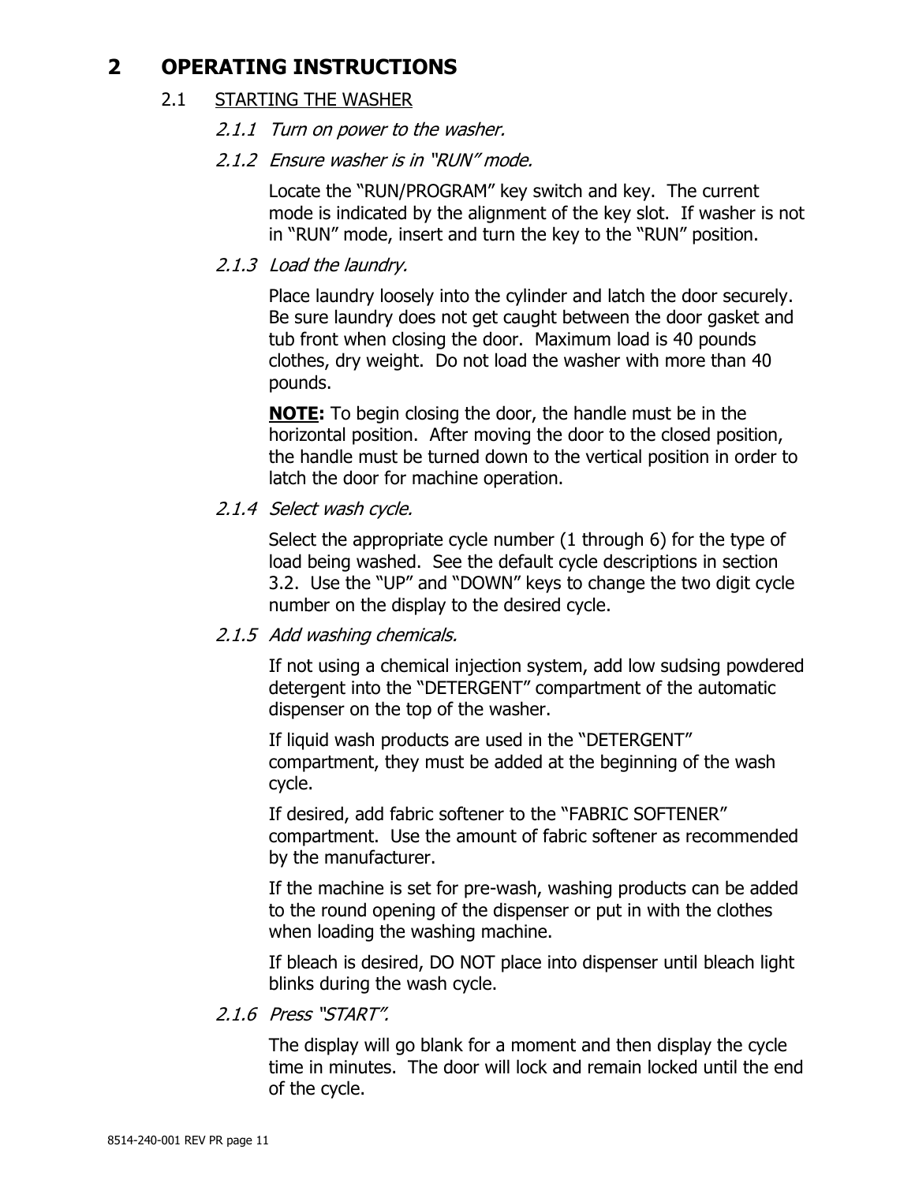# 2 OPERATING INSTRUCTIONS

## 2.1 STARTING THE WASHER

### *2.1.1 Turn on power to the washer.*

### *2.1.2 Ensure washer is in "RUN" mode.*

Locate the "RUN/PROGRAM" key switch and key. The current mode is indicated by the alignment of the key slot. If washer is not in "RUN" mode, insert and turn the key to the "RUN" position.

### *2.1.3 Load the laundry.*

Place laundry loosely into the cylinder and latch the door securely. Be sure laundry does not get caught between the door gasket and tub front when closing the door. Maximum load is 40 pounds clothes, dry weight. Do not load the washer with more than 40 pounds.

**NOTE:** To begin closing the door, the handle must be in the horizontal position. After moving the door to the closed position, the handle must be turned down to the vertical position in order to latch the door for machine operation.

### *2.1.4 Select wash cycle.*

Select the appropriate cycle number (1 through 6) for the type of load being washed. See the default cycle descriptions in section 3.2. Use the "UP" and "DOWN" keys to change the two digit cycle number on the display to the desired cycle.

### *2.1.5 Add washing chemicals.*

If not using a chemical injection system, add low sudsing powdered detergent into the "DETERGENT" compartment of the automatic dispenser on the top of the washer.

If liquid wash products are used in the "DETERGENT" compartment, they must be added at the beginning of the wash cycle.

If desired, add fabric softener to the "FABRIC SOFTENER" compartment. Use the amount of fabric softener as recommended by the manufacturer.

If the machine is set for pre-wash, washing products can be added to the round opening of the dispenser or put in with the clothes when loading the washing machine.

If bleach is desired, DO NOT place into dispenser until bleach light blinks during the wash cycle.

### *2.1.6 Press "START".*

The display will go blank for a moment and then display the cycle time in minutes. The door will lock and remain locked until the end of the cycle.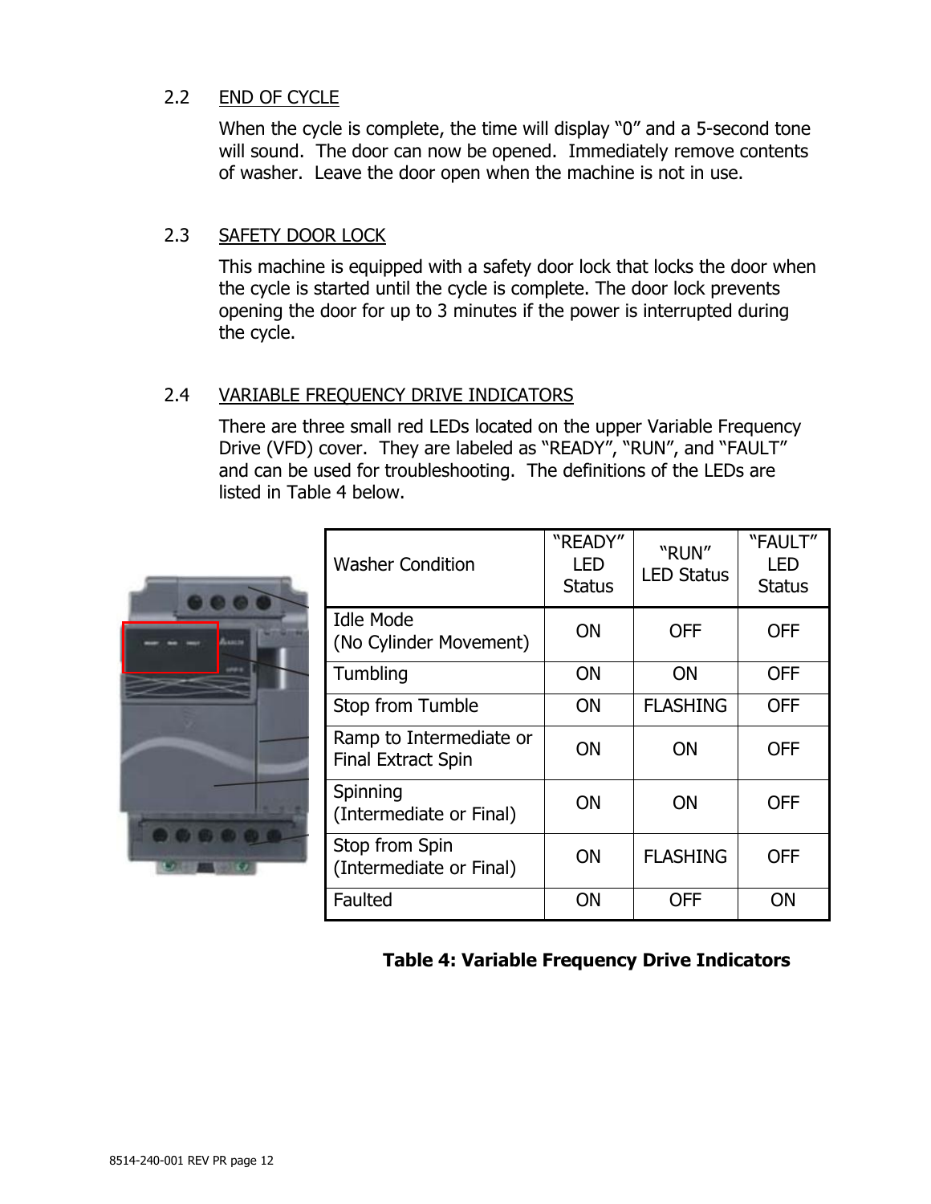## 2.2 END OF CYCLE

When the cycle is complete, the time will display "0" and a 5-second tone will sound. The door can now be opened. Immediately remove contents of washer. Leave the door open when the machine is not in use.

## 2.3 SAFETY DOOR LOCK

This machine is equipped with a safety door lock that locks the door when the cycle is started until the cycle is complete. The door lock prevents opening the door for up to 3 minutes if the power is interrupted during the cycle.

## 2.4 VARIABLE FREQUENCY DRIVE INDICATORS

There are three small red LEDs located on the upper Variable Frequency Drive (VFD) cover. They are labeled as "READY", "RUN", and "FAULT" and can be used for troubleshooting. The definitions of the LEDs are listed in Table 4 below.

| Washer Condition | "READY" LED Status | "RUN" LED Status | "FAULT" LED Status |
|---|---|---|---|
| Idle Mode (No Cylinder Movement) | ON | OFF | OFF |
| Tumbling | ON | ON | OFF |
| Stop from Tumble | ON | FLASHING | OFF |
| Ramp to Intermediate or Final Extract Spin | ON | ON | OFF |
| Spinning (Intermediate or Final) | ON | ON | OFF |
| Stop from Spin (Intermediate or Final) | ON | FLASHING | OFF |
| Faulted | ON | OFF | ON |

**Table 4: Variable Frequency Drive Indicators**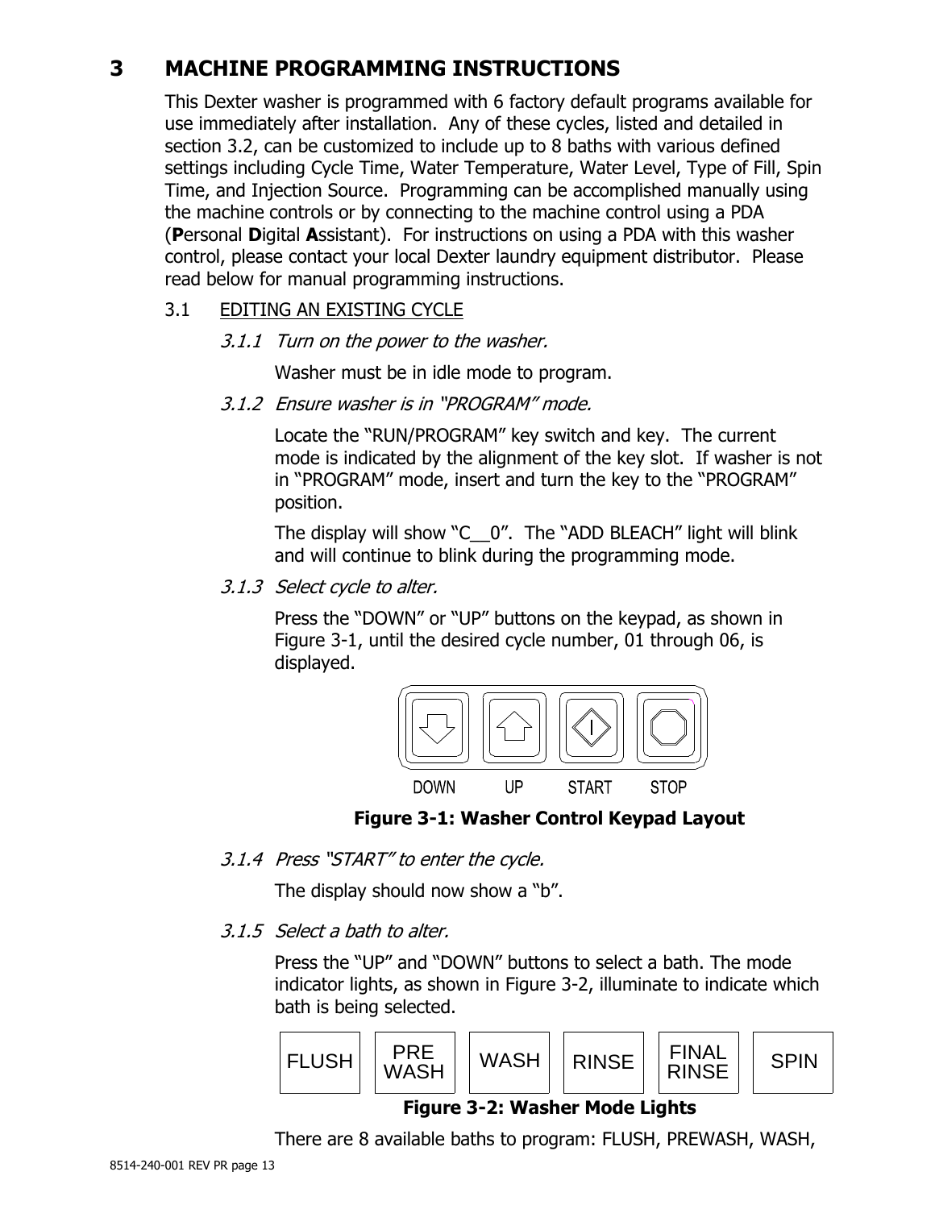# 3 MACHINE PROGRAMMING INSTRUCTIONS

This Dexter washer is programmed with 6 factory default programs available for use immediately after installation. Any of these cycles, listed and detailed in section 3.2, can be customized to include up to 8 baths with various defined settings including Cycle Time, Water Temperature, Water Level, Type of Fill, Spin Time, and Injection Source. Programming can be accomplished manually using the machine controls or by connecting to the machine control using a PDA (**P**ersonal **D**igital **A**ssistant). For instructions on using a PDA with this washer control, please contact your local Dexter laundry equipment distributor. Please read below for manual programming instructions.

## 3.1 EDITING AN EXISTING CYCLE

### *3.1.1 Turn on the power to the washer.*

Washer must be in idle mode to program.

### *3.1.2 Ensure washer is in "PROGRAM" mode.*

Locate the "RUN/PROGRAM" key switch and key. The current mode is indicated by the alignment of the key slot. If washer is not in "PROGRAM" mode, insert and turn the key to the "PROGRAM" position.

The display will show "C__0". The "ADD BLEACH" light will blink and will continue to blink during the programming mode.

### *3.1.3 Select cycle to alter.*

Press the "DOWN" or "UP" buttons on the keypad, as shown in Figure 3-1, until the desired cycle number, 01 through 06, is displayed.

DOWN UP START STOP

**Figure 3-1: Washer Control Keypad Layout**

### *3.1.4 Press "START" to enter the cycle.*

The display should now show a "b".

### *3.1.5 Select a bath to alter.*

Press the "UP" and "DOWN" buttons to select a bath. The mode indicator lights, as shown in Figure 3-2, illuminate to indicate which bath is being selected.

| FLUSH | PRE WASH | WASH | RINSE | FINAL RINSE | SPIN |
|---|---|---|---|---|---|

**Figure 3-2: Washer Mode Lights**

There are 8 available baths to program: FLUSH, PREWASH, WASH,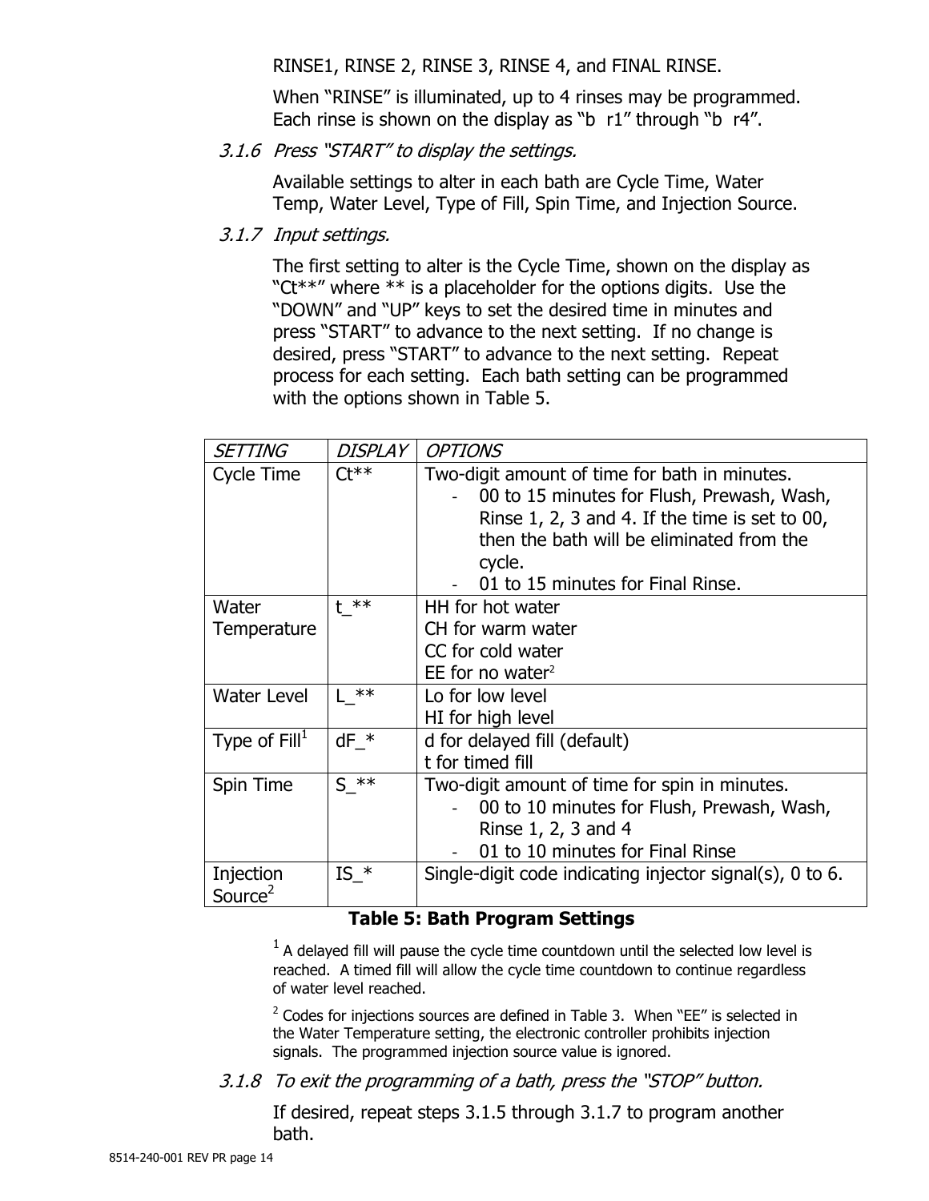RINSE1, RINSE 2, RINSE 3, RINSE 4, and FINAL RINSE.

When “RINSE” is illuminated, up to 4 rinses may be programmed. Each rinse is shown on the display as “b  r1” through “b  r4”.

*3.1.6 Press “START” to display the settings.*

Available settings to alter in each bath are Cycle Time, Water Temp, Water Level, Type of Fill, Spin Time, and Injection Source.

*3.1.7 Input settings.*

The first setting to alter is the Cycle Time, shown on the display as “Ct**” where ** is a placeholder for the options digits.  Use the “DOWN” and “UP” keys to set the desired time in minutes and press “START” to advance to the next setting.  If no change is desired, press “START” to advance to the next setting.  Repeat process for each setting.  Each bath setting can be programmed with the options shown in Table 5.

| *SETTING* | *DISPLAY* | *OPTIONS* |
|---|---|---|
| Cycle Time | Ct** | Two-digit amount of time for bath in minutes.<br>- 00 to 15 minutes for Flush, Prewash, Wash, Rinse 1, 2, 3 and 4. If the time is set to 00, then the bath will be eliminated from the cycle.<br>- 01 to 15 minutes for Final Rinse. |
| Water Temperature | t_** | HH for hot water<br>CH for warm water<br>CC for cold water<br>EE for no water[2] |
| Water Level | L_** | Lo for low level<br>HI for high level |
| Type of Fill[1] | dF_* | d for delayed fill (default)<br>t for timed fill |
| Spin Time | S_** | Two-digit amount of time for spin in minutes.<br>- 00 to 10 minutes for Flush, Prewash, Wash, Rinse 1, 2, 3 and 4<br>- 01 to 10 minutes for Final Rinse |
| Injection Source[2] | IS_* | Single-digit code indicating injector signal(s), 0 to 6. |

**Table 5: Bath Program Settings**

[1] A delayed fill will pause the cycle time countdown until the selected low level is reached.  A timed fill will allow the cycle time countdown to continue regardless of water level reached.

[2] Codes for injections sources are defined in Table 3.  When “EE” is selected in the Water Temperature setting, the electronic controller prohibits injection signals.  The programmed injection source value is ignored.

*3.1.8 To exit the programming of a bath, press the “STOP” button.*

If desired, repeat steps 3.1.5 through 3.1.7 to program another bath.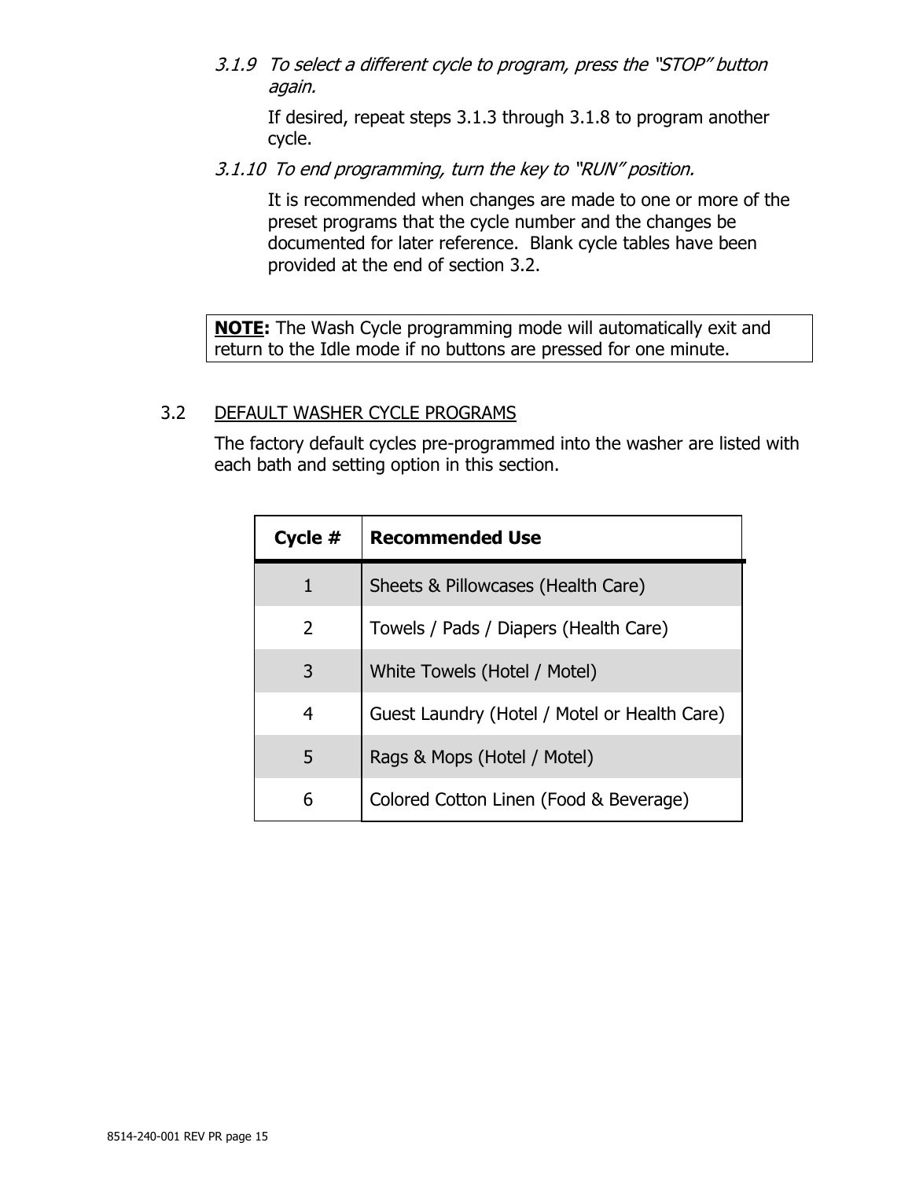*3.1.9 To select a different cycle to program, press the "STOP" button again.*

If desired, repeat steps 3.1.3 through 3.1.8 to program another cycle.

*3.1.10 To end programming, turn the key to "RUN" position.*

It is recommended when changes are made to one or more of the preset programs that the cycle number and the changes be documented for later reference. Blank cycle tables have been provided at the end of section 3.2.

> **NOTE:** The Wash Cycle programming mode will automatically exit and return to the Idle mode if no buttons are pressed for one minute.

## 3.2 DEFAULT WASHER CYCLE PROGRAMS

The factory default cycles pre-programmed into the washer are listed with each bath and setting option in this section.

| Cycle # | Recommended Use |
|---|---|
| 1 | Sheets & Pillowcases (Health Care) |
| 2 | Towels / Pads / Diapers (Health Care) |
| 3 | White Towels (Hotel / Motel) |
| 4 | Guest Laundry (Hotel / Motel or Health Care) |
| 5 | Rags & Mops (Hotel / Motel) |
| 6 | Colored Cotton Linen (Food & Beverage) |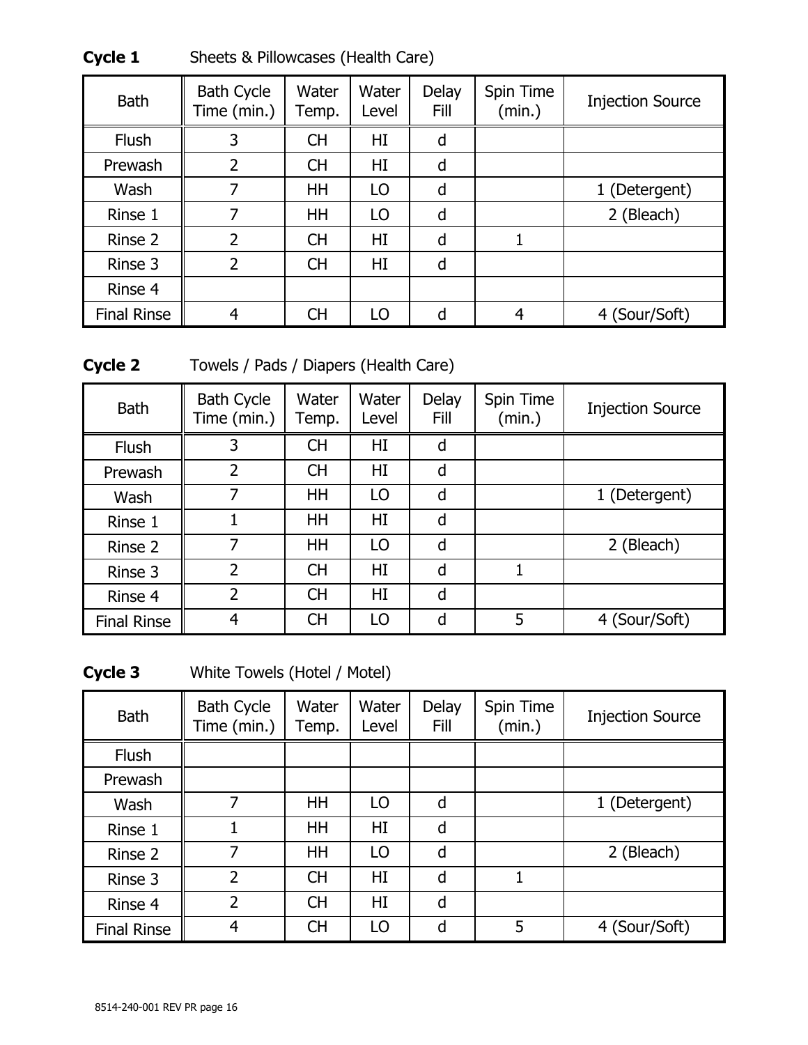**Cycle 1** Sheets & Pillowcases (Health Care)

| Bath | Bath Cycle Time (min.) | Water Temp. | Water Level | Delay Fill | Spin Time (min.) | Injection Source |
|---|---|---|---|---|---|---|
| Flush | 3 | CH | HI | d | | |
| Prewash | 2 | CH | HI | d | | |
| Wash | 7 | HH | LO | d | | 1 (Detergent) |
| Rinse 1 | 7 | HH | LO | d | | 2 (Bleach) |
| Rinse 2 | 2 | CH | HI | d | 1 | |
| Rinse 3 | 2 | CH | HI | d | | |
| Rinse 4 | | | | | | |
| Final Rinse | 4 | CH | LO | d | 4 | 4 (Sour/Soft) |

**Cycle 2** Towels / Pads / Diapers (Health Care)

| Bath | Bath Cycle Time (min.) | Water Temp. | Water Level | Delay Fill | Spin Time (min.) | Injection Source |
|---|---|---|---|---|---|---|
| Flush | 3 | CH | HI | d | | |
| Prewash | 2 | CH | HI | d | | |
| Wash | 7 | HH | LO | d | | 1 (Detergent) |
| Rinse 1 | 1 | HH | HI | d | | |
| Rinse 2 | 7 | HH | LO | d | | 2 (Bleach) |
| Rinse 3 | 2 | CH | HI | d | 1 | |
| Rinse 4 | 2 | CH | HI | d | | |
| Final Rinse | 4 | CH | LO | d | 5 | 4 (Sour/Soft) |

**Cycle 3** White Towels (Hotel / Motel)

| Bath | Bath Cycle Time (min.) | Water Temp. | Water Level | Delay Fill | Spin Time (min.) | Injection Source |
|---|---|---|---|---|---|---|
| Flush | | | | | | |
| Prewash | | | | | | |
| Wash | 7 | HH | LO | d | | 1 (Detergent) |
| Rinse 1 | 1 | HH | HI | d | | |
| Rinse 2 | 7 | HH | LO | d | | 2 (Bleach) |
| Rinse 3 | 2 | CH | HI | d | 1 | |
| Rinse 4 | 2 | CH | HI | d | | |
| Final Rinse | 4 | CH | LO | d | 5 | 4 (Sour/Soft) |

8514-240-001 REV PR page 16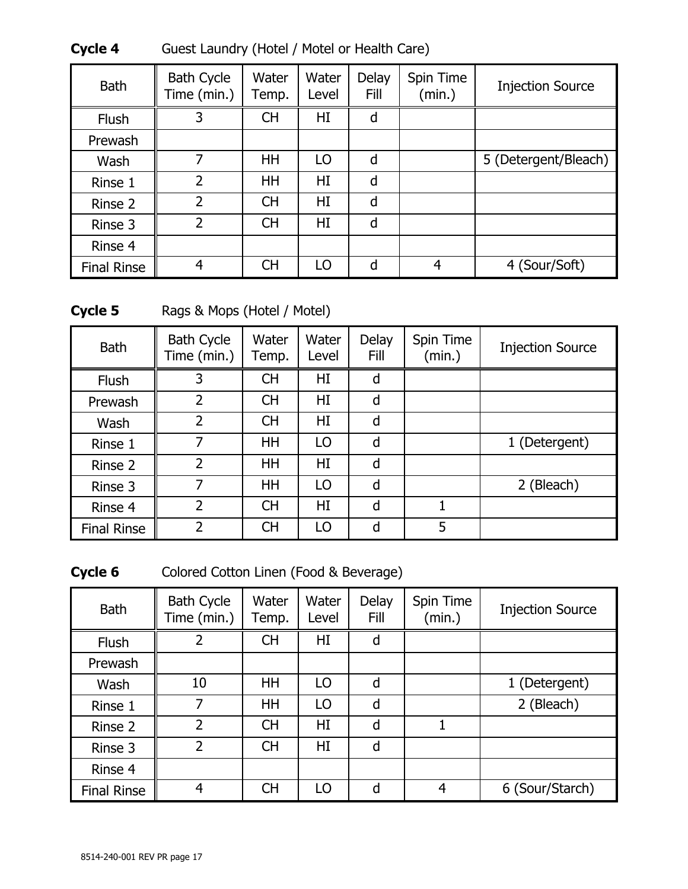**Cycle 4** Guest Laundry (Hotel / Motel or Health Care)

| Bath | Bath Cycle Time (min.) | Water Temp. | Water Level | Delay Fill | Spin Time (min.) | Injection Source |
|---|---|---|---|---|---|---|
| Flush | 3 | CH | HI | d | | |
| Prewash | | | | | | |
| Wash | 7 | HH | LO | d | | 5 (Detergent/Bleach) |
| Rinse 1 | 2 | HH | HI | d | | |
| Rinse 2 | 2 | CH | HI | d | | |
| Rinse 3 | 2 | CH | HI | d | | |
| Rinse 4 | | | | | | |
| Final Rinse | 4 | CH | LO | d | 4 | 4 (Sour/Soft) |

**Cycle 5** Rags & Mops (Hotel / Motel)

| Bath | Bath Cycle Time (min.) | Water Temp. | Water Level | Delay Fill | Spin Time (min.) | Injection Source |
|---|---|---|---|---|---|---|
| Flush | 3 | CH | HI | d | | |
| Prewash | 2 | CH | HI | d | | |
| Wash | 2 | CH | HI | d | | |
| Rinse 1 | 7 | HH | LO | d | | 1 (Detergent) |
| Rinse 2 | 2 | HH | HI | d | | |
| Rinse 3 | 7 | HH | LO | d | | 2 (Bleach) |
| Rinse 4 | 2 | CH | HI | d | 1 | |
| Final Rinse | 2 | CH | LO | d | 5 | |

**Cycle 6** Colored Cotton Linen (Food & Beverage)

| Bath | Bath Cycle Time (min.) | Water Temp. | Water Level | Delay Fill | Spin Time (min.) | Injection Source |
|---|---|---|---|---|---|---|
| Flush | 2 | CH | HI | d | | |
| Prewash | | | | | | |
| Wash | 10 | HH | LO | d | | 1 (Detergent) |
| Rinse 1 | 7 | HH | LO | d | | 2 (Bleach) |
| Rinse 2 | 2 | CH | HI | d | 1 | |
| Rinse 3 | 2 | CH | HI | d | | |
| Rinse 4 | | | | | | |
| Final Rinse | 4 | CH | LO | d | 4 | 6 (Sour/Starch) |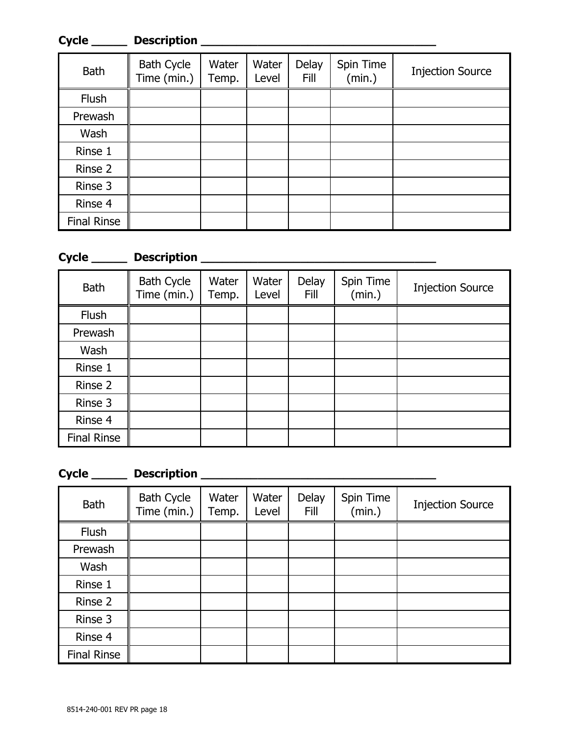**Cycle _____ Description ___________________________________**

| Bath | Bath Cycle Time (min.) | Water Temp. | Water Level | Delay Fill | Spin Time (min.) | Injection Source |
|---|---|---|---|---|---|---|
| Flush | | | | | | |
| Prewash | | | | | | |
| Wash | | | | | | |
| Rinse 1 | | | | | | |
| Rinse 2 | | | | | | |
| Rinse 3 | | | | | | |
| Rinse 4 | | | | | | |
| Final Rinse | | | | | | |

**Cycle _____ Description ___________________________________**

| Bath | Bath Cycle Time (min.) | Water Temp. | Water Level | Delay Fill | Spin Time (min.) | Injection Source |
|---|---|---|---|---|---|---|
| Flush | | | | | | |
| Prewash | | | | | | |
| Wash | | | | | | |
| Rinse 1 | | | | | | |
| Rinse 2 | | | | | | |
| Rinse 3 | | | | | | |
| Rinse 4 | | | | | | |
| Final Rinse | | | | | | |

**Cycle _____ Description ___________________________________**

| Bath | Bath Cycle Time (min.) | Water Temp. | Water Level | Delay Fill | Spin Time (min.) | Injection Source |
|---|---|---|---|---|---|---|
| Flush | | | | | | |
| Prewash | | | | | | |
| Wash | | | | | | |
| Rinse 1 | | | | | | |
| Rinse 2 | | | | | | |
| Rinse 3 | | | | | | |
| Rinse 4 | | | | | | |
| Final Rinse | | | | | | |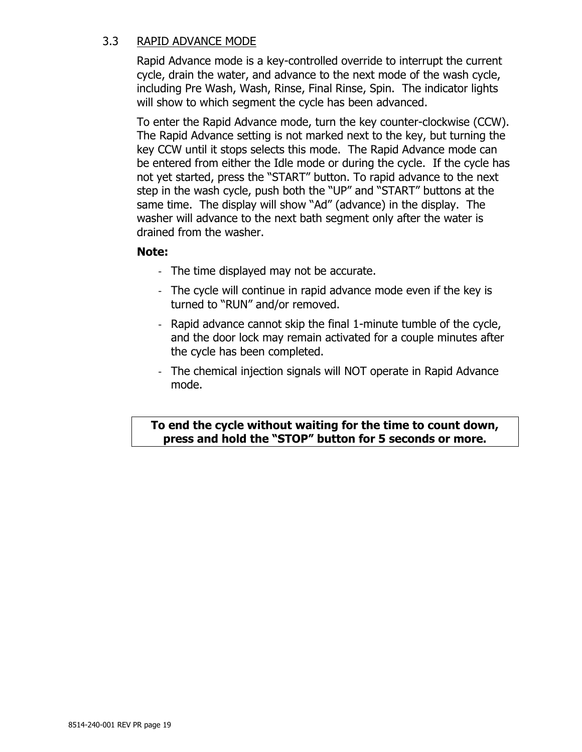### 3.3 RAPID ADVANCE MODE

Rapid Advance mode is a key-controlled override to interrupt the current cycle, drain the water, and advance to the next mode of the wash cycle, including Pre Wash, Wash, Rinse, Final Rinse, Spin. The indicator lights will show to which segment the cycle has been advanced.

To enter the Rapid Advance mode, turn the key counter-clockwise (CCW). The Rapid Advance setting is not marked next to the key, but turning the key CCW until it stops selects this mode. The Rapid Advance mode can be entered from either the Idle mode or during the cycle. If the cycle has not yet started, press the "START" button. To rapid advance to the next step in the wash cycle, push both the "UP" and "START" buttons at the same time. The display will show "Ad" (advance) in the display. The washer will advance to the next bath segment only after the water is drained from the washer.

**Note:**

- The time displayed may not be accurate.
- The cycle will continue in rapid advance mode even if the key is turned to "RUN" and/or removed.
- Rapid advance cannot skip the final 1-minute tumble of the cycle, and the door lock may remain activated for a couple minutes after the cycle has been completed.
- The chemical injection signals will NOT operate in Rapid Advance mode.

**To end the cycle without waiting for the time to count down, press and hold the "STOP" button for 5 seconds or more.**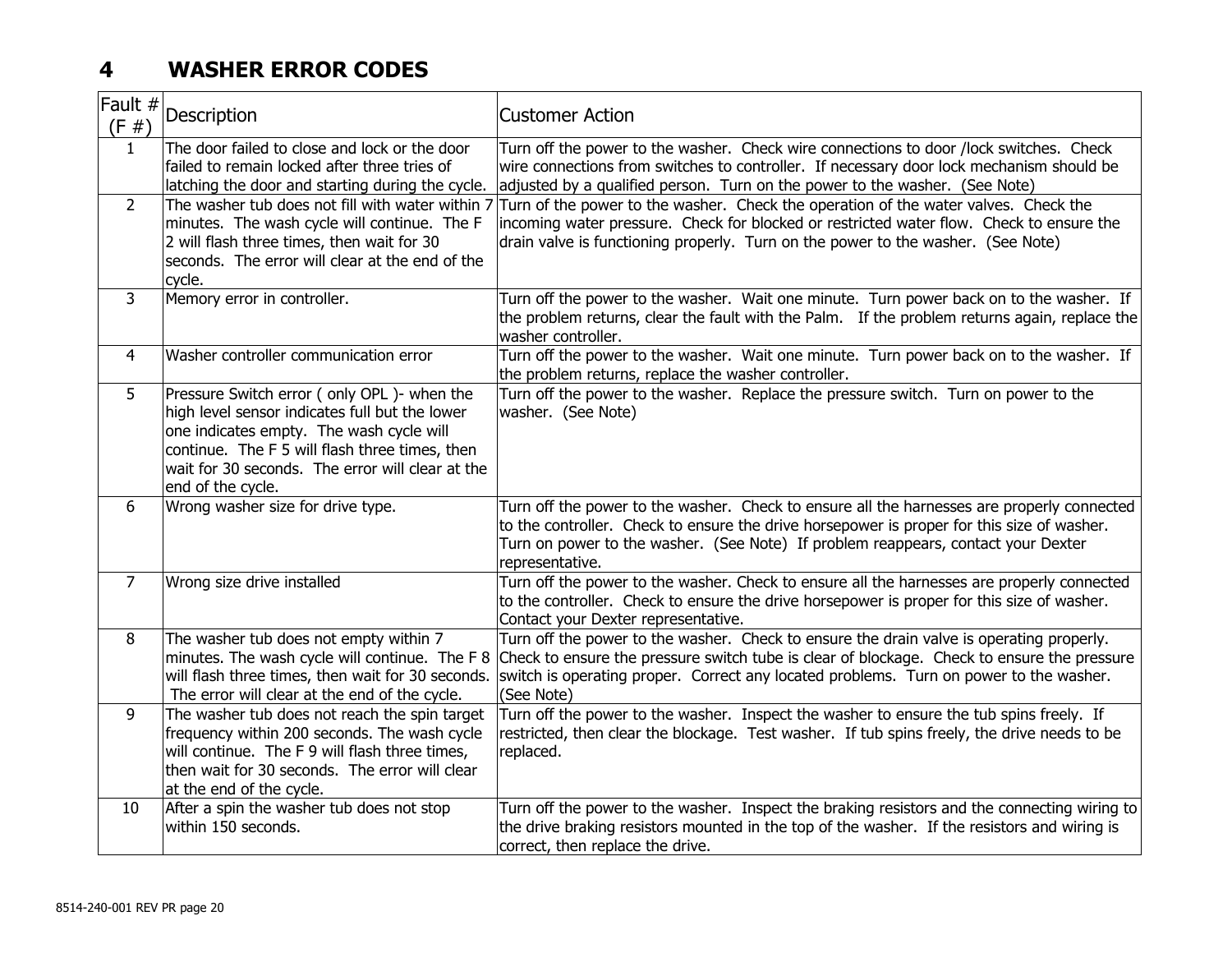# 4 WASHER ERROR CODES

| Fault # (F #) | Description | Customer Action |
|---|---|---|
| 1 | The door failed to close and lock or the door failed to remain locked after three tries of latching the door and starting during the cycle. | Turn off the power to the washer. Check wire connections to door /lock switches. Check wire connections from switches to controller. If necessary door lock mechanism should be adjusted by a qualified person. Turn on the power to the washer. (See Note) |
| 2 | The washer tub does not fill with water within 7 minutes. The wash cycle will continue. The F 2 will flash three times, then wait for 30 seconds. The error will clear at the end of the cycle. | Turn of the power to the washer. Check the operation of the water valves. Check the incoming water pressure. Check for blocked or restricted water flow. Check to ensure the drain valve is functioning properly. Turn on the power to the washer. (See Note) |
| 3 | Memory error in controller. | Turn off the power to the washer. Wait one minute. Turn power back on to the washer. If the problem returns, clear the fault with the Palm. If the problem returns again, replace the washer controller. |
| 4 | Washer controller communication error | Turn off the power to the washer. Wait one minute. Turn power back on to the washer. If the problem returns, replace the washer controller. |
| 5 | Pressure Switch error ( only OPL )- when the high level sensor indicates full but the lower one indicates empty. The wash cycle will continue. The F 5 will flash three times, then wait for 30 seconds. The error will clear at the end of the cycle. | Turn off the power to the washer. Replace the pressure switch. Turn on power to the washer. (See Note) |
| 6 | Wrong washer size for drive type. | Turn off the power to the washer. Check to ensure all the harnesses are properly connected to the controller. Check to ensure the drive horsepower is proper for this size of washer. Turn on power to the washer. (See Note) If problem reappears, contact your Dexter representative. |
| 7 | Wrong size drive installed | Turn off the power to the washer. Check to ensure all the harnesses are properly connected to the controller. Check to ensure the drive horsepower is proper for this size of washer. Contact your Dexter representative. |
| 8 | The washer tub does not empty within 7 minutes. The wash cycle will continue. The F 8 will flash three times, then wait for 30 seconds. The error will clear at the end of the cycle. | Turn off the power to the washer. Check to ensure the drain valve is operating properly. Check to ensure the pressure switch tube is clear of blockage. Check to ensure the pressure switch is operating proper. Correct any located problems. Turn on power to the washer. (See Note) |
| 9 | The washer tub does not reach the spin target frequency within 200 seconds. The wash cycle will continue. The F 9 will flash three times, then wait for 30 seconds. The error will clear at the end of the cycle. | Turn off the power to the washer. Inspect the washer to ensure the tub spins freely. If restricted, then clear the blockage. Test washer. If tub spins freely, the drive needs to be replaced. |
| 10 | After a spin the washer tub does not stop within 150 seconds. | Turn off the power to the washer. Inspect the braking resistors and the connecting wiring to the drive braking resistors mounted in the top of the washer. If the resistors and wiring is correct, then replace the drive. |

8514-240-001 REV PR page 20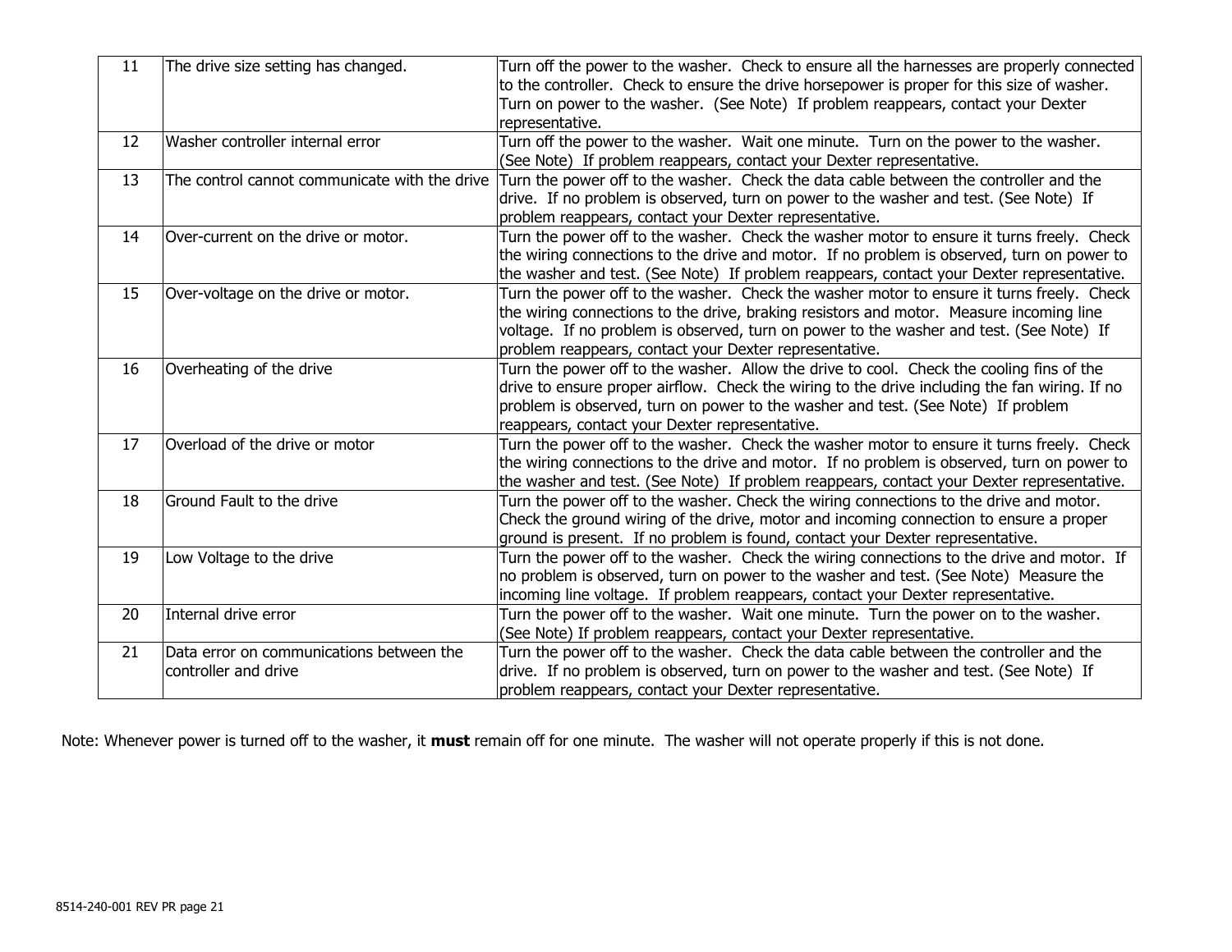| | | |
|---|---|---|
| 11 | The drive size setting has changed. | Turn off the power to the washer. Check to ensure all the harnesses are properly connected to the controller. Check to ensure the drive horsepower is proper for this size of washer. Turn on power to the washer. (See Note) If problem reappears, contact your Dexter representative. |
| 12 | Washer controller internal error | Turn off the power to the washer. Wait one minute. Turn on the power to the washer. (See Note) If problem reappears, contact your Dexter representative. |
| 13 | The control cannot communicate with the drive | Turn the power off to the washer. Check the data cable between the controller and the drive. If no problem is observed, turn on power to the washer and test. (See Note) If problem reappears, contact your Dexter representative. |
| 14 | Over-current on the drive or motor. | Turn the power off to the washer. Check the washer motor to ensure it turns freely. Check the wiring connections to the drive and motor. If no problem is observed, turn on power to the washer and test. (See Note) If problem reappears, contact your Dexter representative. |
| 15 | Over-voltage on the drive or motor. | Turn the power off to the washer. Check the washer motor to ensure it turns freely. Check the wiring connections to the drive, braking resistors and motor. Measure incoming line voltage. If no problem is observed, turn on power to the washer and test. (See Note) If problem reappears, contact your Dexter representative. |
| 16 | Overheating of the drive | Turn the power off to the washer. Allow the drive to cool. Check the cooling fins of the drive to ensure proper airflow. Check the wiring to the drive including the fan wiring. If no problem is observed, turn on power to the washer and test. (See Note) If problem reappears, contact your Dexter representative. |
| 17 | Overload of the drive or motor | Turn the power off to the washer. Check the washer motor to ensure it turns freely. Check the wiring connections to the drive and motor. If no problem is observed, turn on power to the washer and test. (See Note) If problem reappears, contact your Dexter representative. |
| 18 | Ground Fault to the drive | Turn the power off to the washer. Check the wiring connections to the drive and motor. Check the ground wiring of the drive, motor and incoming connection to ensure a proper ground is present. If no problem is found, contact your Dexter representative. |
| 19 | Low Voltage to the drive | Turn the power off to the washer. Check the wiring connections to the drive and motor. If no problem is observed, turn on power to the washer and test. (See Note) Measure the incoming line voltage. If problem reappears, contact your Dexter representative. |
| 20 | Internal drive error | Turn the power off to the washer. Wait one minute. Turn the power on to the washer. (See Note) If problem reappears, contact your Dexter representative. |
| 21 | Data error on communications between the controller and drive | Turn the power off to the washer. Check the data cable between the controller and the drive. If no problem is observed, turn on power to the washer and test. (See Note) If problem reappears, contact your Dexter representative. |

Note: Whenever power is turned off to the washer, it **must** remain off for one minute. The washer will not operate properly if this is not done.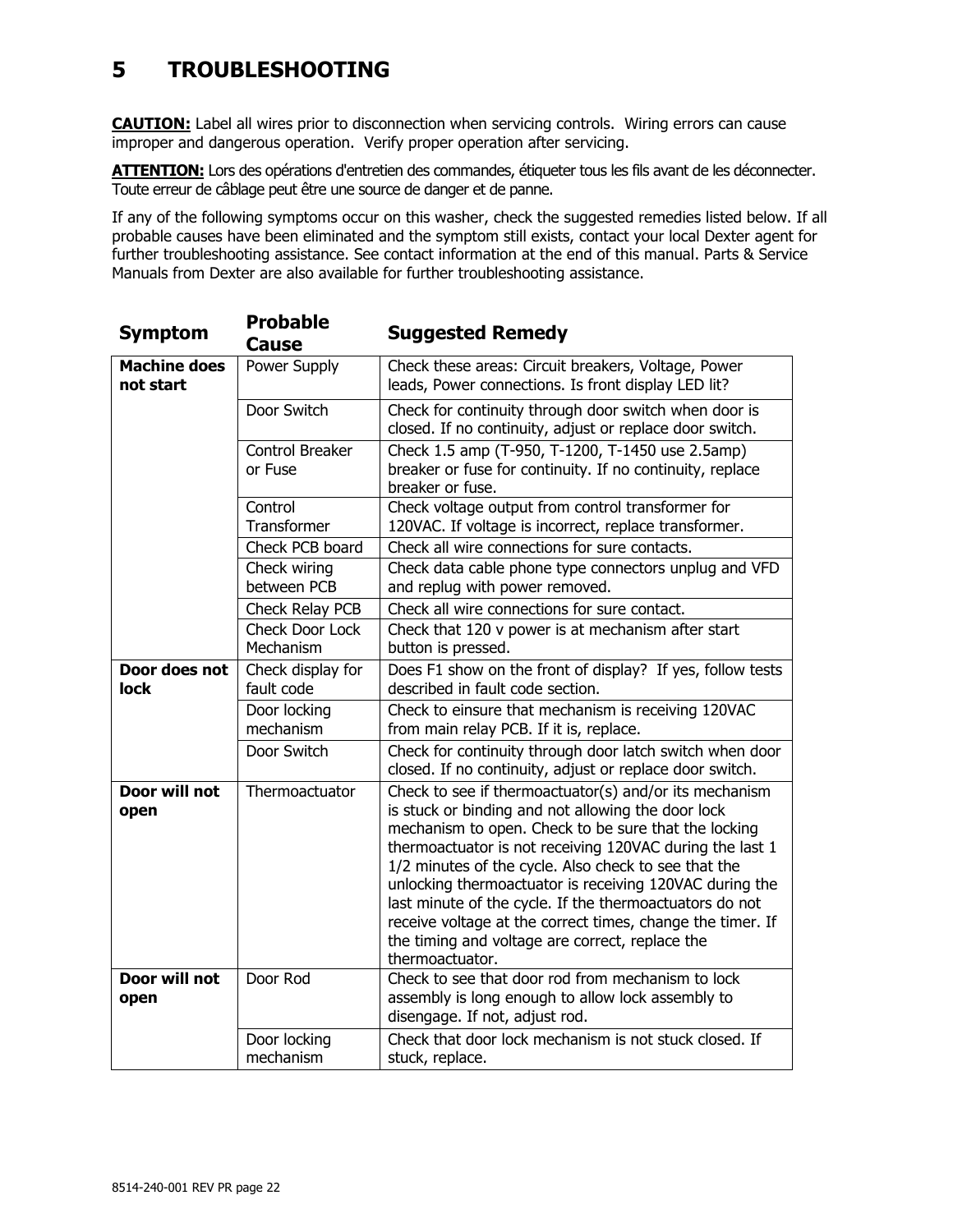# 5 TROUBLESHOOTING

**CAUTION:** Label all wires prior to disconnection when servicing controls. Wiring errors can cause improper and dangerous operation. Verify proper operation after servicing.

**ATTENTION:** Lors des opérations d'entretien des commandes, étiqueter tous les fils avant de les déconnecter. Toute erreur de câblage peut être une source de danger et de panne.

If any of the following symptoms occur on this washer, check the suggested remedies listed below. If all probable causes have been eliminated and the symptom still exists, contact your local Dexter agent for further troubleshooting assistance. See contact information at the end of this manual. Parts & Service Manuals from Dexter are also available for further troubleshooting assistance.

| Symptom | Probable Cause | Suggested Remedy |
|---|---|---|
| **Machine does not start** | Power Supply | Check these areas: Circuit breakers, Voltage, Power leads, Power connections. Is front display LED lit? |
| | Door Switch | Check for continuity through door switch when door is closed. If no continuity, adjust or replace door switch. |
| | Control Breaker or Fuse | Check 1.5 amp (T-950, T-1200, T-1450 use 2.5amp) breaker or fuse for continuity. If no continuity, replace breaker or fuse. |
| | Control Transformer | Check voltage output from control transformer for 120VAC. If voltage is incorrect, replace transformer. |
| | Check PCB board | Check all wire connections for sure contacts. |
| | Check wiring between PCB | Check data cable phone type connectors unplug and VFD and replug with power removed. |
| | Check Relay PCB | Check all wire connections for sure contact. |
| | Check Door Lock Mechanism | Check that 120 v power is at mechanism after start button is pressed. |
| **Door does not lock** | Check display for fault code | Does F1 show on the front of display? If yes, follow tests described in fault code section. |
| | Door locking mechanism | Check to einsure that mechanism is receiving 120VAC from main relay PCB. If it is, replace. |
| | Door Switch | Check for continuity through door latch switch when door closed. If no continuity, adjust or replace door switch. |
| **Door will not open** | Thermoactuator | Check to see if thermoactuator(s) and/or its mechanism is stuck or binding and not allowing the door lock mechanism to open. Check to be sure that the locking thermoactuator is not receiving 120VAC during the last 1 1/2 minutes of the cycle. Also check to see that the unlocking thermoactuator is receiving 120VAC during the last minute of the cycle. If the thermoactuators do not receive voltage at the correct times, change the timer. If the timing and voltage are correct, replace the thermoactuator. |
| **Door will not open** | Door Rod | Check to see that door rod from mechanism to lock assembly is long enough to allow lock assembly to disengage. If not, adjust rod. |
| | Door locking mechanism | Check that door lock mechanism is not stuck closed. If stuck, replace. |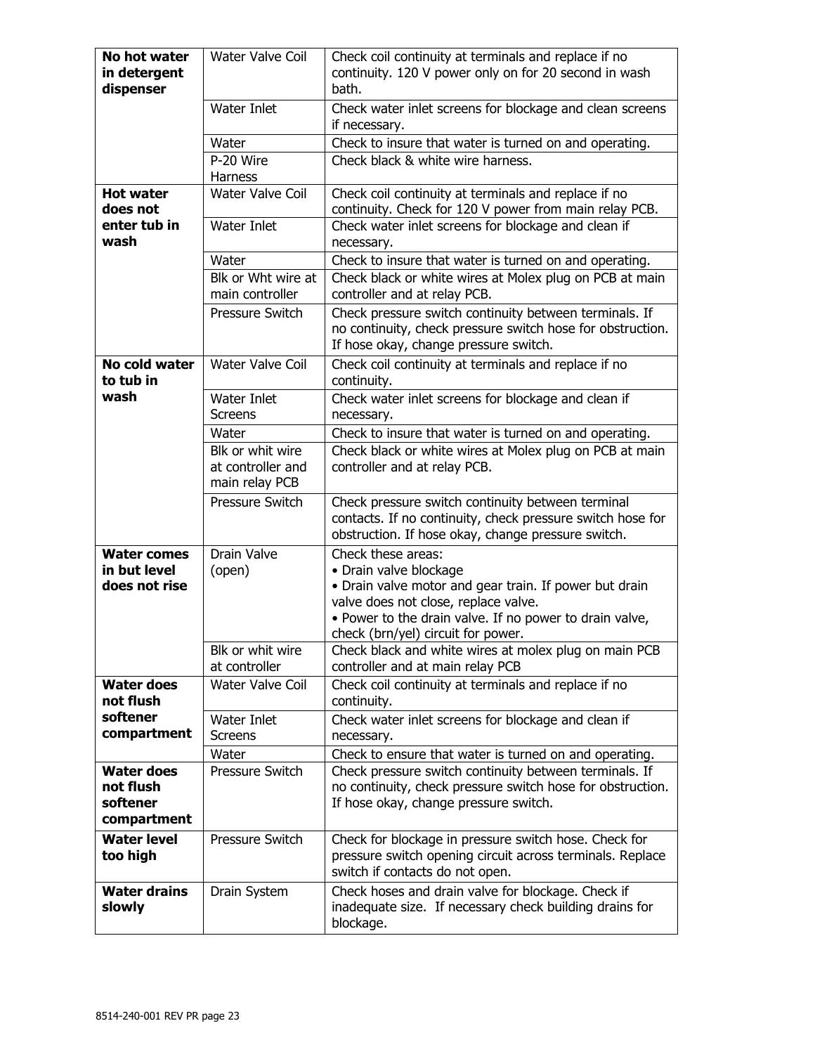| | | |
|---|---|---|
| **No hot water in detergent dispenser** | Water Valve Coil | Check coil continuity at terminals and replace if no continuity. 120 V power only on for 20 second in wash bath. |
| | Water Inlet | Check water inlet screens for blockage and clean screens if necessary. |
| | Water | Check to insure that water is turned on and operating. |
| | P-20 Wire Harness | Check black & white wire harness. |
| **Hot water does not enter tub in wash** | Water Valve Coil | Check coil continuity at terminals and replace if no continuity. Check for 120 V power from main relay PCB. |
| | Water Inlet | Check water inlet screens for blockage and clean if necessary. |
| | Water | Check to insure that water is turned on and operating. |
| | Blk or Wht wire at main controller | Check black or white wires at Molex plug on PCB at main controller and at relay PCB. |
| | Pressure Switch | Check pressure switch continuity between terminals. If no continuity, check pressure switch hose for obstruction. If hose okay, change pressure switch. |
| **No cold water to tub in wash** | Water Valve Coil | Check coil continuity at terminals and replace if no continuity. |
| | Water Inlet Screens | Check water inlet screens for blockage and clean if necessary. |
| | Water | Check to insure that water is turned on and operating. |
| | Blk or whit wire at controller and main relay PCB | Check black or white wires at Molex plug on PCB at main controller and at relay PCB. |
| | Pressure Switch | Check pressure switch continuity between terminal contacts. If no continuity, check pressure switch hose for obstruction. If hose okay, change pressure switch. |
| **Water comes in but level does not rise** | Drain Valve (open) | Check these areas:<br>• Drain valve blockage<br>• Drain valve motor and gear train. If power but drain valve does not close, replace valve.<br>• Power to the drain valve. If no power to drain valve, check (brn/yel) circuit for power. |
| | Blk or whit wire at controller | Check black and white wires at molex plug on main PCB controller and at main relay PCB |
| **Water does not flush softener compartment** | Water Valve Coil | Check coil continuity at terminals and replace if no continuity. |
| | Water Inlet Screens | Check water inlet screens for blockage and clean if necessary. |
| | Water | Check to ensure that water is turned on and operating. |
| **Water does not flush softener compartment** | Pressure Switch | Check pressure switch continuity between terminals. If no continuity, check pressure switch hose for obstruction. If hose okay, change pressure switch. |
| **Water level too high** | Pressure Switch | Check for blockage in pressure switch hose. Check for pressure switch opening circuit across terminals. Replace switch if contacts do not open. |
| **Water drains slowly** | Drain System | Check hoses and drain valve for blockage. Check if inadequate size. If necessary check building drains for blockage. |

8514-240-001 REV PR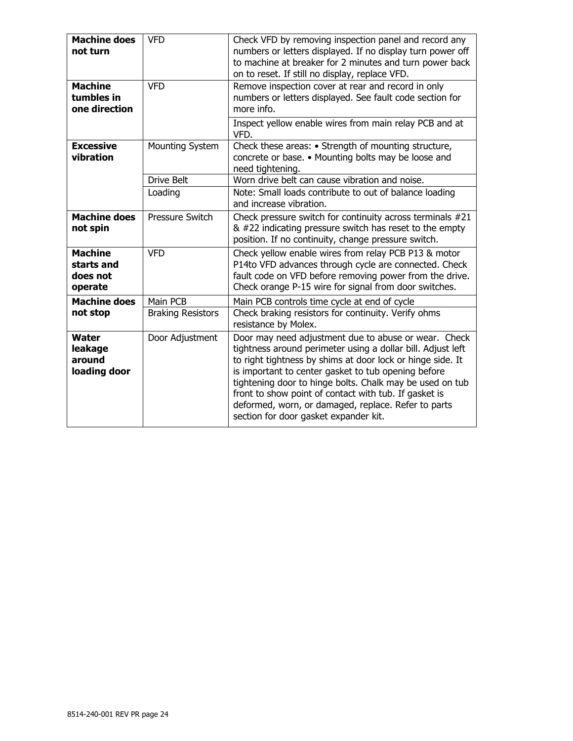| | | |
|---|---|---|
| **Machine does not turn** | VFD | Check VFD by removing inspection panel and record any numbers or letters displayed. If no display turn power off to machine at breaker for 2 minutes and turn power back on to reset. If still no display, replace VFD. |
| **Machine tumbles in one direction** | VFD | Remove inspection cover at rear and record in only numbers or letters displayed. See fault code section for more info. |
| | | Inspect yellow enable wires from main relay PCB and at VFD. |
| **Excessive vibration** | Mounting System | Check these areas: • Strength of mounting structure, concrete or base. • Mounting bolts may be loose and need tightening. |
| | Drive Belt | Worn drive belt can cause vibration and noise. |
| | Loading | Note: Small loads contribute to out of balance loading and increase vibration. |
| **Machine does not spin** | Pressure Switch | Check pressure switch for continuity across terminals #21 & #22 indicating pressure switch has reset to the empty position. If no continuity, change pressure switch. |
| **Machine starts and does not operate** | VFD | Check yellow enable wires from relay PCB P13 & motor P14to VFD advances through cycle are connected. Check fault code on VFD before removing power from the drive. Check orange P-15 wire for signal from door switches. |
| **Machine does not stop** | Main PCB | Main PCB controls time cycle at end of cycle |
| | Braking Resistors | Check braking resistors for continuity. Verify ohms resistance by Molex. |
| **Water leakage around loading door** | Door Adjustment | Door may need adjustment due to abuse or wear. Check tightness around perimeter using a dollar bill. Adjust left to right tightness by shims at door lock or hinge side. It is important to center gasket to tub opening before tightening door to hinge bolts. Chalk may be used on tub front to show point of contact with tub. If gasket is deformed, worn, or damaged, replace. Refer to parts section for door gasket expander kit. |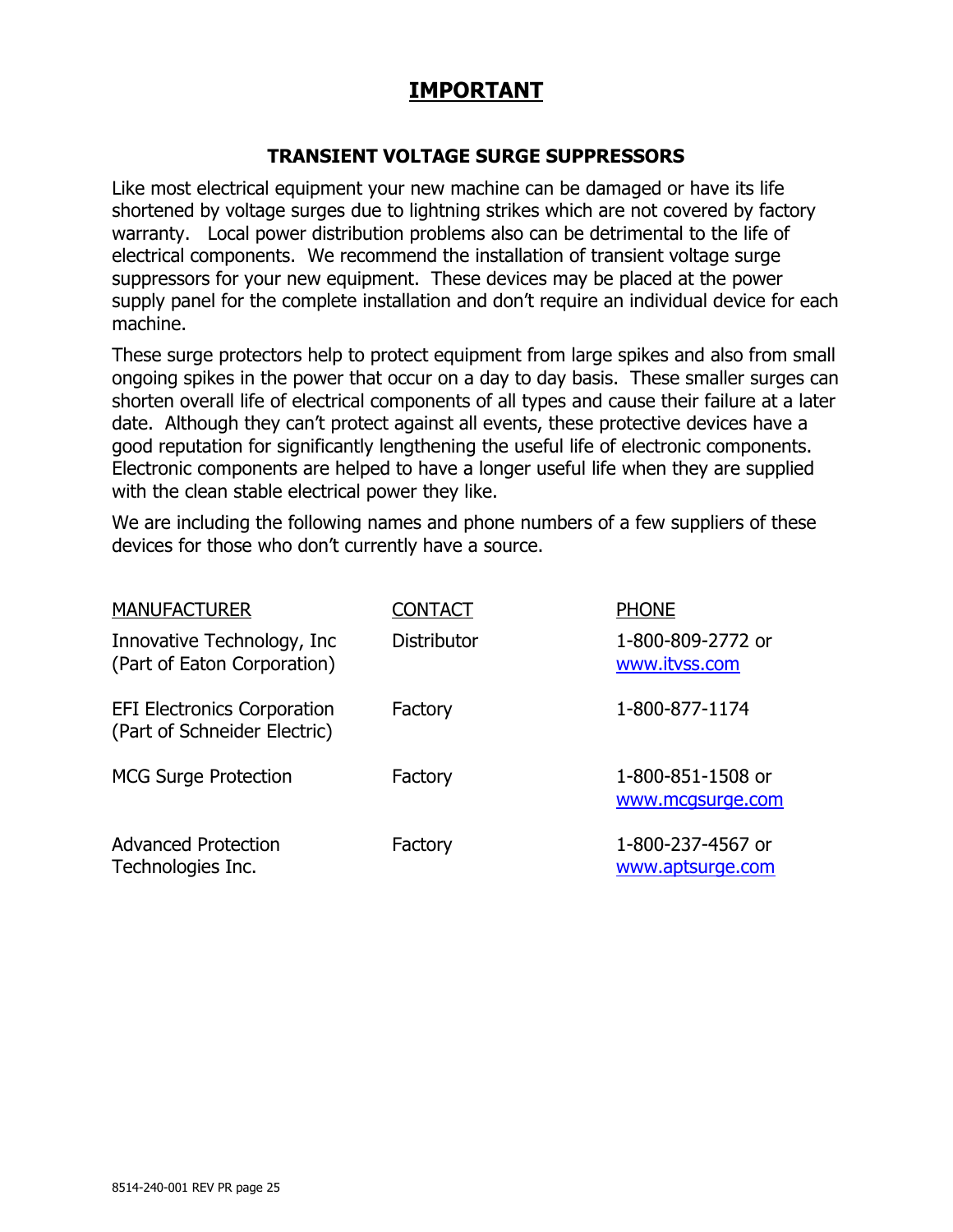# IMPORTANT

## TRANSIENT VOLTAGE SURGE SUPPRESSORS

Like most electrical equipment your new machine can be damaged or have its life shortened by voltage surges due to lightning strikes which are not covered by factory warranty. Local power distribution problems also can be detrimental to the life of electrical components. We recommend the installation of transient voltage surge suppressors for your new equipment. These devices may be placed at the power supply panel for the complete installation and don't require an individual device for each machine.

These surge protectors help to protect equipment from large spikes and also from small ongoing spikes in the power that occur on a day to day basis. These smaller surges can shorten overall life of electrical components of all types and cause their failure at a later date. Although they can't protect against all events, these protective devices have a good reputation for significantly lengthening the useful life of electronic components. Electronic components are helped to have a longer useful life when they are supplied with the clean stable electrical power they like.

We are including the following names and phone numbers of a few suppliers of these devices for those who don't currently have a source.

| MANUFACTURER | CONTACT | PHONE |
|---|---|---|
| Innovative Technology, Inc (Part of Eaton Corporation) | Distributor | 1-800-809-2772 or www.itvss.com |
| EFI Electronics Corporation (Part of Schneider Electric) | Factory | 1-800-877-1174 |
| MCG Surge Protection | Factory | 1-800-851-1508 or www.mcgsurge.com |
| Advanced Protection Technologies Inc. | Factory | 1-800-237-4567 or www.aptsurge.com |

8514-240-001 REV PR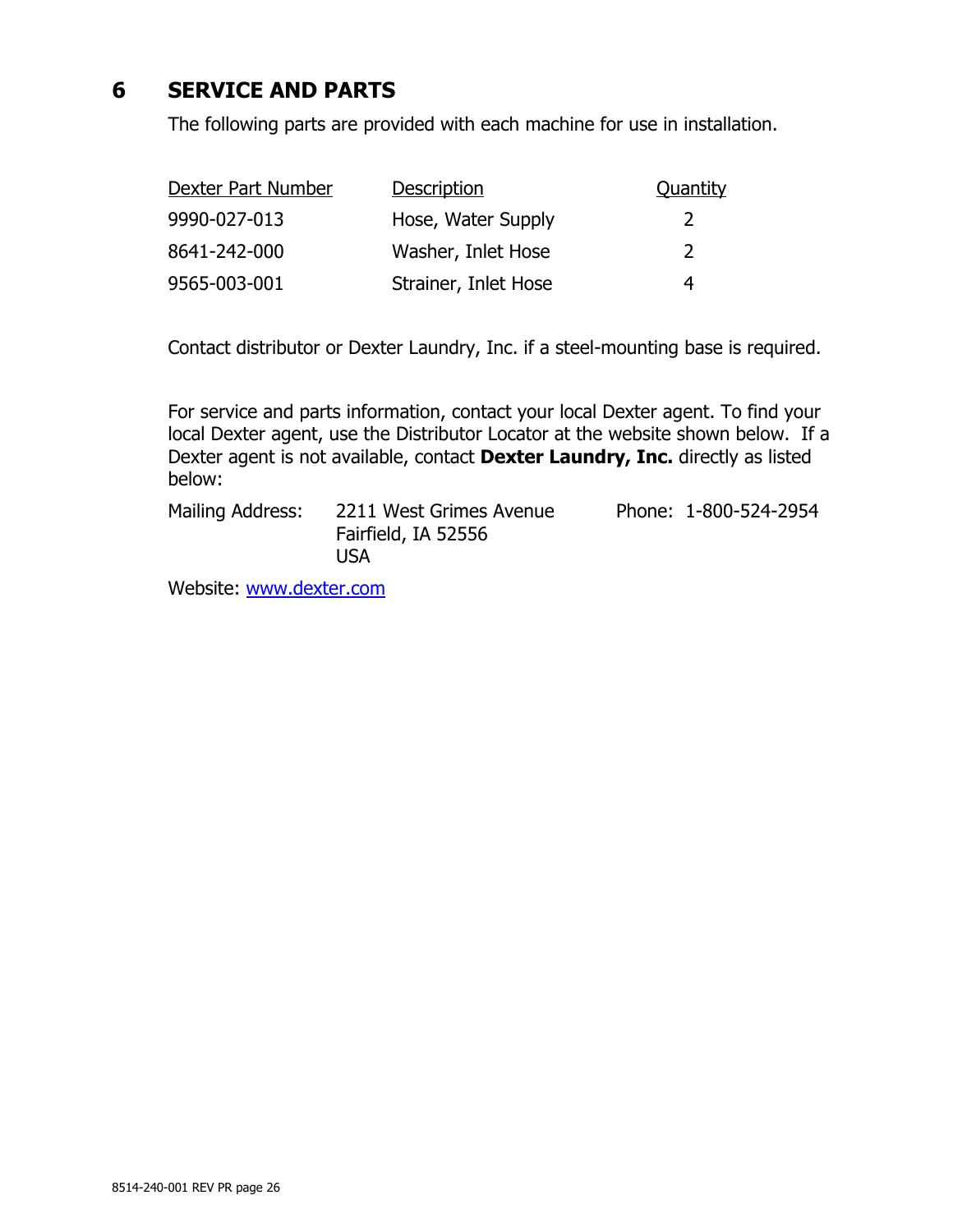# 6 SERVICE AND PARTS

The following parts are provided with each machine for use in installation.

| Dexter Part Number | Description | Quantity |
|---|---|---|
| 9990-027-013 | Hose, Water Supply | 2 |
| 8641-242-000 | Washer, Inlet Hose | 2 |
| 9565-003-001 | Strainer, Inlet Hose | 4 |

Contact distributor or Dexter Laundry, Inc. if a steel-mounting base is required.

For service and parts information, contact your local Dexter agent. To find your local Dexter agent, use the Distributor Locator at the website shown below. If a Dexter agent is not available, contact **Dexter Laundry, Inc.** directly as listed below:

Mailing Address: 2211 West Grimes Avenue
Fairfield, IA 52556
USA

Phone: 1-800-524-2954

Website: www.dexter.com